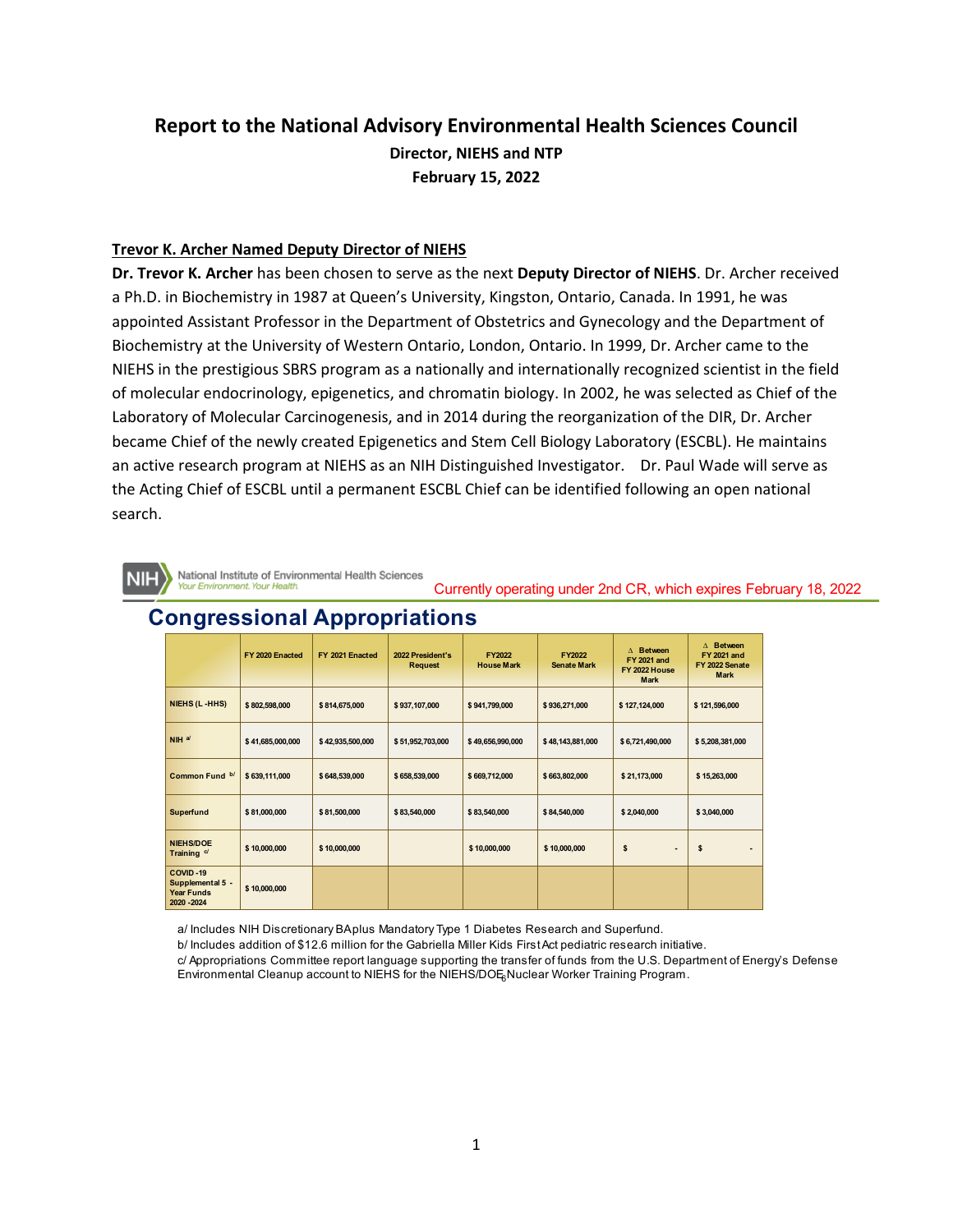# Report to the National Advisory Environmental Health Sciences Council

**Director, NIEHS and NTP**

**February 15, 2022**

## Trevor K. Archer Named Deputy Director of NIEHS

**Dr. Trevor K. Archer** has been chosen to serve as the next **Deputy Director of NIEHS**. Dr. Archer received a Ph.D. in Biochemistry in 1987 at Queen's University, Kingston, Ontario, Canada. In 1991, he was appointed Assistant Professor in the Department of Obstetrics and Gynecology and the Department of Biochemistry at the University of Western Ontario, London, Ontario. In 1999, Dr. Archer came to the NIEHS in the prestigious SBRS program as a nationally and internationally recognized scientist in the field of molecular endocrinology, epigenetics, and chromatin biology. In 2002, he was selected as Chief of the Laboratory of Molecular Carcinogenesis, and in 2014 during the reorganization of the DIR, Dr. Archer became Chief of the newly created Epigenetics and Stem Cell Biology Laboratory (ESCBL). He maintains an active research program at NIEHS as an NIH Distinguished Investigator. Dr. Paul Wade will serve as the Acting Chief of ESCBL until a permanent ESCBL Chief can be identified following an open national search.

National Institute of Environmental Health Sciences
*Your Environment. Your Health.*

Currently operating under 2nd CR, which expires February 18, 2022

## Congressional Appropriations

| | FY 2020 Enacted | FY 2021 Enacted | 2022 President's Request | FY2022 House Mark | FY2022 Senate Mark | Δ Between FY 2021 and FY 2022 House Mark | Δ Between FY 2021 and FY 2022 Senate Mark |
|---|---|---|---|---|---|---|---|
| NIEHS (L-HHS) | $ 802,598,000 | $ 814,675,000 | $ 937,107,000 | $ 941,799,000 | $ 936,271,000 | $ 127,124,000 | $ 121,596,000 |
| NIH [a/] | $ 41,685,000,000 | $ 42,935,500,000 | $ 51,952,703,000 | $ 49,656,990,000 | $ 48,143,881,000 | $ 6,721,490,000 | $ 5,208,381,000 |
| Common Fund [b/] | $ 639,111,000 | $ 648,539,000 | $ 658,539,000 | $ 669,712,000 | $ 663,802,000 | $ 21,173,000 | $ 15,263,000 |
| Superfund | $ 81,000,000 | $ 81,500,000 | $ 83,540,000 | $ 83,540,000 | $ 84,540,000 | $ 2,040,000 | $ 3,040,000 |
| NIEHS/DOE Training [c/] | $ 10,000,000 | $ 10,000,000 | | $ 10,000,000 | $ 10,000,000 | $ - | $ - |
| COVID-19 Supplemental 5-Year Funds 2020-2024 | $ 10,000,000 | | | | | | |

a/ Includes NIH Discretionary BA plus Mandatory Type 1 Diabetes Research and Superfund.
b/ Includes addition of $12.6 million for the Gabriella Miller Kids First Act pediatric research initiative.
c/ Appropriations Committee report language supporting the transfer of funds from the U.S. Department of Energy's Defense Environmental Cleanup account to NIEHS for the NIEHS/DOE Nuclear Worker Training Program.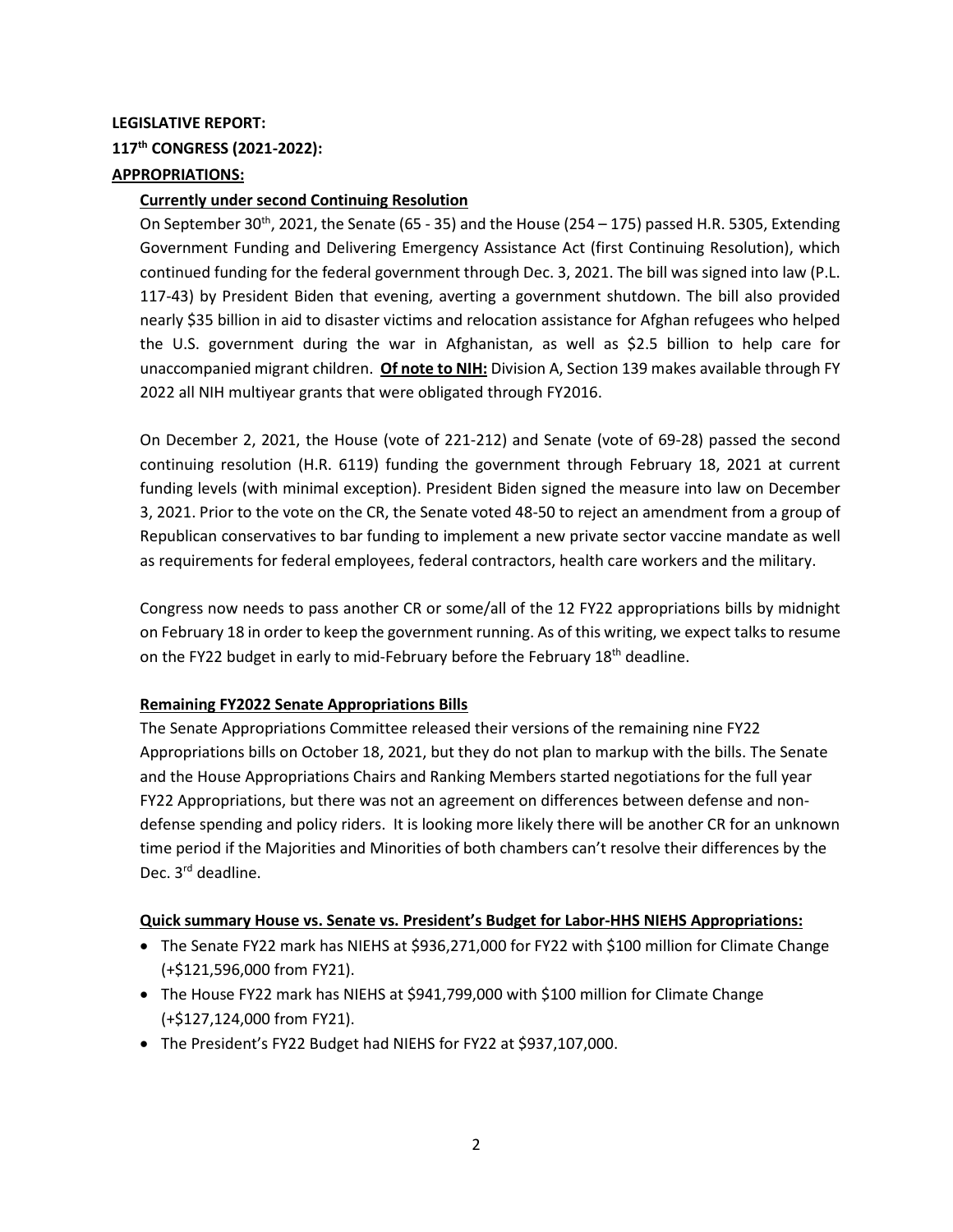**LEGISLATIVE REPORT:**

**117th CONGRESS (2021-2022):**

**APPROPRIATIONS:**

**Currently under second Continuing Resolution**

On September 30th, 2021, the Senate (65 - 35) and the House (254 – 175) passed H.R. 5305, Extending Government Funding and Delivering Emergency Assistance Act (first Continuing Resolution), which continued funding for the federal government through Dec. 3, 2021. The bill was signed into law (P.L. 117-43) by President Biden that evening, averting a government shutdown. The bill also provided nearly $35 billion in aid to disaster victims and relocation assistance for Afghan refugees who helped the U.S. government during the war in Afghanistan, as well as $2.5 billion to help care for unaccompanied migrant children. **Of note to NIH:** Division A, Section 139 makes available through FY 2022 all NIH multiyear grants that were obligated through FY2016.

On December 2, 2021, the House (vote of 221-212) and Senate (vote of 69-28) passed the second continuing resolution (H.R. 6119) funding the government through February 18, 2021 at current funding levels (with minimal exception). President Biden signed the measure into law on December 3, 2021. Prior to the vote on the CR, the Senate voted 48-50 to reject an amendment from a group of Republican conservatives to bar funding to implement a new private sector vaccine mandate as well as requirements for federal employees, federal contractors, health care workers and the military.

Congress now needs to pass another CR or some/all of the 12 FY22 appropriations bills by midnight on February 18 in order to keep the government running. As of this writing, we expect talks to resume on the FY22 budget in early to mid-February before the February 18th deadline.

**Remaining FY2022 Senate Appropriations Bills**

The Senate Appropriations Committee released their versions of the remaining nine FY22 Appropriations bills on October 18, 2021, but they do not plan to markup with the bills. The Senate and the House Appropriations Chairs and Ranking Members started negotiations for the full year FY22 Appropriations, but there was not an agreement on differences between defense and non-defense spending and policy riders. It is looking more likely there will be another CR for an unknown time period if the Majorities and Minorities of both chambers can't resolve their differences by the Dec. 3rd deadline.

**Quick summary House vs. Senate vs. President's Budget for Labor-HHS NIEHS Appropriations:**

- The Senate FY22 mark has NIEHS at $936,271,000 for FY22 with $100 million for Climate Change (+$121,596,000 from FY21).
- The House FY22 mark has NIEHS at $941,799,000 with $100 million for Climate Change (+$127,124,000 from FY21).
- The President's FY22 Budget had NIEHS for FY22 at $937,107,000.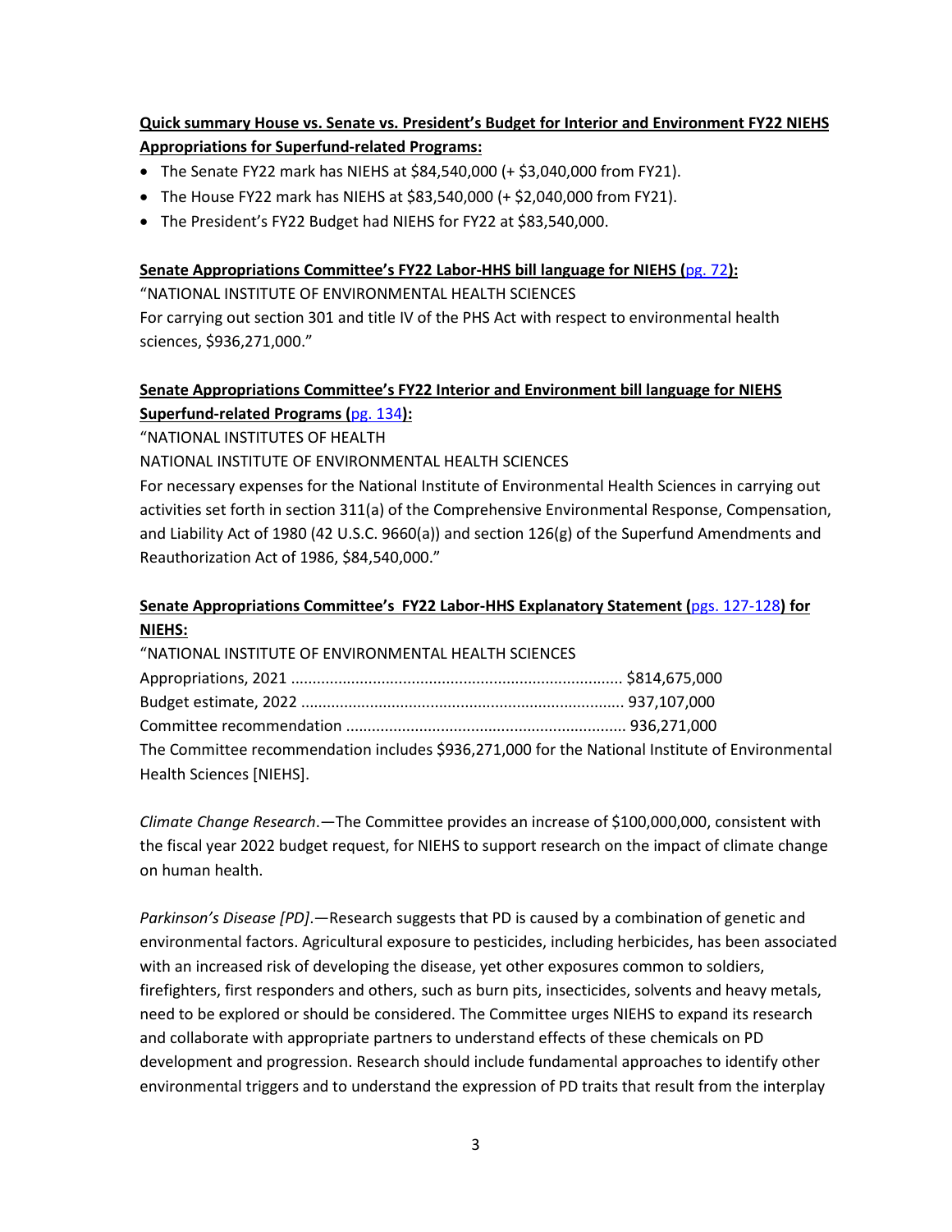**Quick summary House vs. Senate vs. President's Budget for Interior and Environment FY22 NIEHS Appropriations for Superfund-related Programs:**

- The Senate FY22 mark has NIEHS at $84,540,000 (+ $3,040,000 from FY21).
- The House FY22 mark has NIEHS at $83,540,000 (+ $2,040,000 from FY21).
- The President's FY22 Budget had NIEHS for FY22 at $83,540,000.

**Senate Appropriations Committee's FY22 Labor-HHS bill language for NIEHS (pg. 72):**

"NATIONAL INSTITUTE OF ENVIRONMENTAL HEALTH SCIENCES
For carrying out section 301 and title IV of the PHS Act with respect to environmental health sciences, $936,271,000."

**Senate Appropriations Committee's FY22 Interior and Environment bill language for NIEHS Superfund-related Programs (pg. 134):**

"NATIONAL INSTITUTES OF HEALTH
NATIONAL INSTITUTE OF ENVIRONMENTAL HEALTH SCIENCES
For necessary expenses for the National Institute of Environmental Health Sciences in carrying out activities set forth in section 311(a) of the Comprehensive Environmental Response, Compensation, and Liability Act of 1980 (42 U.S.C. 9660(a)) and section 126(g) of the Superfund Amendments and Reauthorization Act of 1986, $84,540,000."

**Senate Appropriations Committee's FY22 Labor-HHS Explanatory Statement (pgs. 127-128) for NIEHS:**

"NATIONAL INSTITUTE OF ENVIRONMENTAL HEALTH SCIENCES
Appropriations, 2021 ............................................................................ $814,675,000
Budget estimate, 2022 .......................................................................... 937,107,000
Committee recommendation ................................................................ 936,271,000
The Committee recommendation includes $936,271,000 for the National Institute of Environmental Health Sciences [NIEHS].

*Climate Change Research*.—The Committee provides an increase of $100,000,000, consistent with the fiscal year 2022 budget request, for NIEHS to support research on the impact of climate change on human health.

*Parkinson's Disease [PD]*.—Research suggests that PD is caused by a combination of genetic and environmental factors. Agricultural exposure to pesticides, including herbicides, has been associated with an increased risk of developing the disease, yet other exposures common to soldiers, firefighters, first responders and others, such as burn pits, insecticides, solvents and heavy metals, need to be explored or should be considered. The Committee urges NIEHS to expand its research and collaborate with appropriate partners to understand effects of these chemicals on PD development and progression. Research should include fundamental approaches to identify other environmental triggers and to understand the expression of PD traits that result from the interplay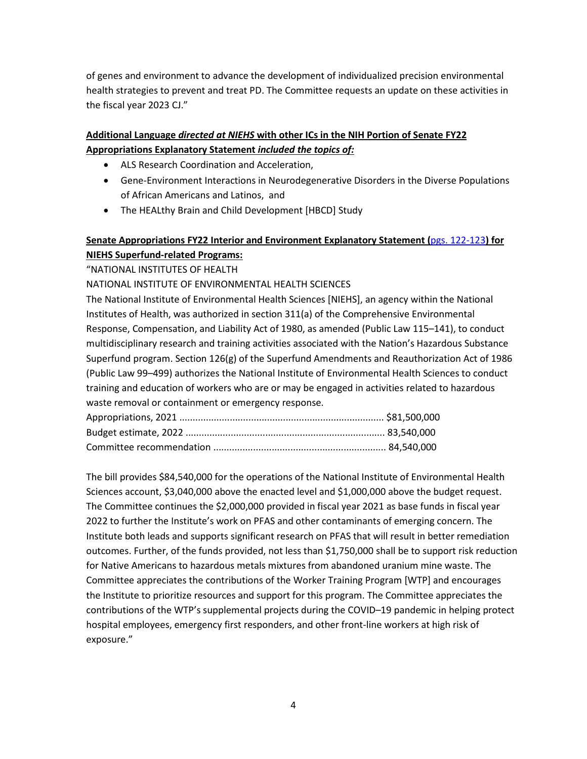of genes and environment to advance the development of individualized precision environmental health strategies to prevent and treat PD. The Committee requests an update on these activities in the fiscal year 2023 CJ."

**Additional Language *directed at NIEHS* with other ICs in the NIH Portion of Senate FY22 Appropriations Explanatory Statement *included the topics of:***

- ALS Research Coordination and Acceleration,
- Gene-Environment Interactions in Neurodegenerative Disorders in the Diverse Populations of African Americans and Latinos, and
- The HEALthy Brain and Child Development [HBCD] Study

**Senate Appropriations FY22 Interior and Environment Explanatory Statement (pgs. 122-123) for NIEHS Superfund-related Programs:**

"NATIONAL INSTITUTES OF HEALTH

NATIONAL INSTITUTE OF ENVIRONMENTAL HEALTH SCIENCES

The National Institute of Environmental Health Sciences [NIEHS], an agency within the National Institutes of Health, was authorized in section 311(a) of the Comprehensive Environmental Response, Compensation, and Liability Act of 1980, as amended (Public Law 115–141), to conduct multidisciplinary research and training activities associated with the Nation's Hazardous Substance Superfund program. Section 126(g) of the Superfund Amendments and Reauthorization Act of 1986 (Public Law 99–499) authorizes the National Institute of Environmental Health Sciences to conduct training and education of workers who are or may be engaged in activities related to hazardous waste removal or containment or emergency response.

Appropriations, 2021 ........................................................................... $81,500,000
Budget estimate, 2022 ........................................................................... 83,540,000
Committee recommendation ................................................................. 84,540,000

The bill provides $84,540,000 for the operations of the National Institute of Environmental Health Sciences account, $3,040,000 above the enacted level and $1,000,000 above the budget request. The Committee continues the $2,000,000 provided in fiscal year 2021 as base funds in fiscal year 2022 to further the Institute's work on PFAS and other contaminants of emerging concern. The Institute both leads and supports significant research on PFAS that will result in better remediation outcomes. Further, of the funds provided, not less than $1,750,000 shall be to support risk reduction for Native Americans to hazardous metals mixtures from abandoned uranium mine waste. The Committee appreciates the contributions of the Worker Training Program [WTP] and encourages the Institute to prioritize resources and support for this program. The Committee appreciates the contributions of the WTP's supplemental projects during the COVID–19 pandemic in helping protect hospital employees, emergency first responders, and other front-line workers at high risk of exposure."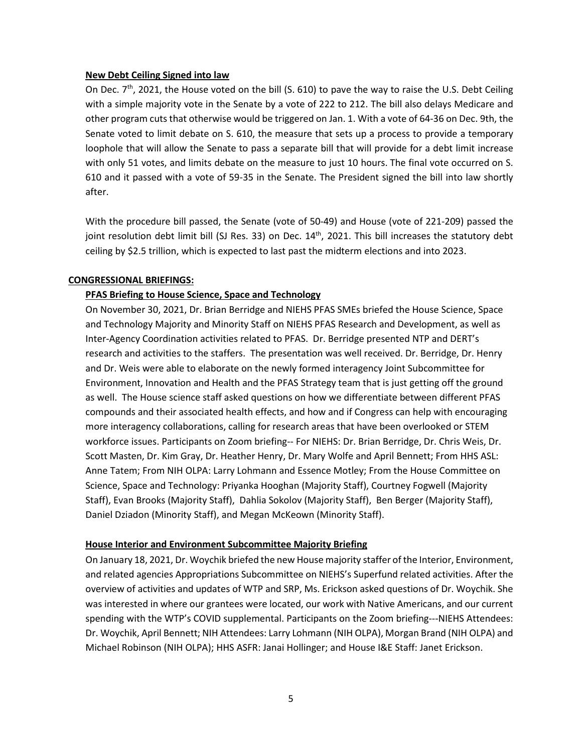**New Debt Ceiling Signed into law**

On Dec. 7th, 2021, the House voted on the bill (S. 610) to pave the way to raise the U.S. Debt Ceiling with a simple majority vote in the Senate by a vote of 222 to 212. The bill also delays Medicare and other program cuts that otherwise would be triggered on Jan. 1. With a vote of 64-36 on Dec. 9th, the Senate voted to limit debate on S. 610, the measure that sets up a process to provide a temporary loophole that will allow the Senate to pass a separate bill that will provide for a debt limit increase with only 51 votes, and limits debate on the measure to just 10 hours. The final vote occurred on S. 610 and it passed with a vote of 59-35 in the Senate. The President signed the bill into law shortly after.

With the procedure bill passed, the Senate (vote of 50-49) and House (vote of 221-209) passed the joint resolution debt limit bill (SJ Res. 33) on Dec. 14th, 2021. This bill increases the statutory debt ceiling by $2.5 trillion, which is expected to last past the midterm elections and into 2023.

**CONGRESSIONAL BRIEFINGS:**

**PFAS Briefing to House Science, Space and Technology**

On November 30, 2021, Dr. Brian Berridge and NIEHS PFAS SMEs briefed the House Science, Space and Technology Majority and Minority Staff on NIEHS PFAS Research and Development, as well as Inter-Agency Coordination activities related to PFAS. Dr. Berridge presented NTP and DERT's research and activities to the staffers. The presentation was well received. Dr. Berridge, Dr. Henry and Dr. Weis were able to elaborate on the newly formed interagency Joint Subcommittee for Environment, Innovation and Health and the PFAS Strategy team that is just getting off the ground as well. The House science staff asked questions on how we differentiate between different PFAS compounds and their associated health effects, and how and if Congress can help with encouraging more interagency collaborations, calling for research areas that have been overlooked or STEM workforce issues. Participants on Zoom briefing-- For NIEHS: Dr. Brian Berridge, Dr. Chris Weis, Dr. Scott Masten, Dr. Kim Gray, Dr. Heather Henry, Dr. Mary Wolfe and April Bennett; From HHS ASL: Anne Tatem; From NIH OLPA: Larry Lohmann and Essence Motley; From the House Committee on Science, Space and Technology: Priyanka Hooghan (Majority Staff), Courtney Fogwell (Majority Staff), Evan Brooks (Majority Staff), Dahlia Sokolov (Majority Staff), Ben Berger (Majority Staff), Daniel Dziadon (Minority Staff), and Megan McKeown (Minority Staff).

**House Interior and Environment Subcommittee Majority Briefing**

On January 18, 2021, Dr. Woychik briefed the new House majority staffer of the Interior, Environment, and related agencies Appropriations Subcommittee on NIEHS's Superfund related activities. After the overview of activities and updates of WTP and SRP, Ms. Erickson asked questions of Dr. Woychik. She was interested in where our grantees were located, our work with Native Americans, and our current spending with the WTP's COVID supplemental. Participants on the Zoom briefing---NIEHS Attendees: Dr. Woychik, April Bennett; NIH Attendees: Larry Lohmann (NIH OLPA), Morgan Brand (NIH OLPA) and Michael Robinson (NIH OLPA); HHS ASFR: Janai Hollinger; and House I&E Staff: Janet Erickson.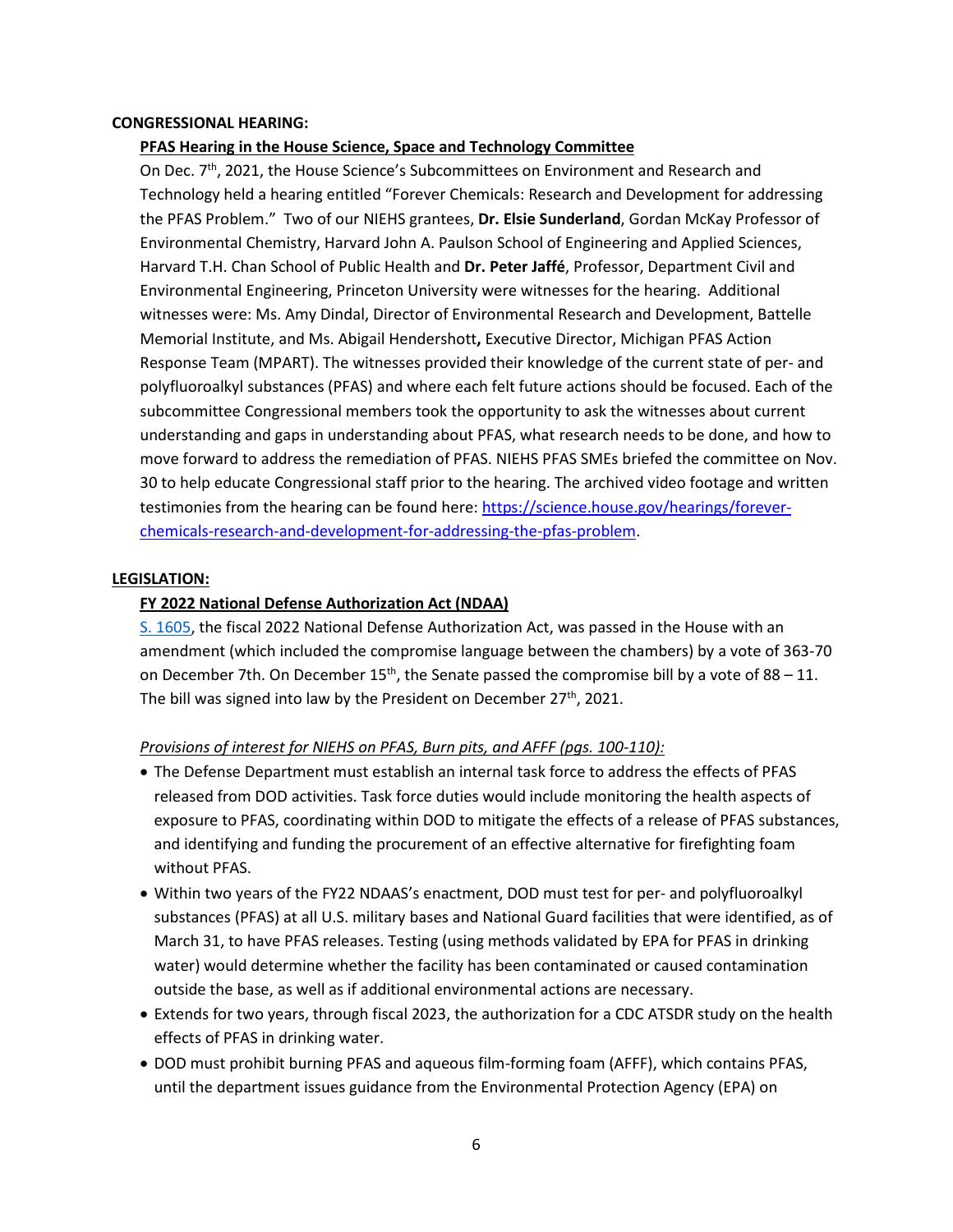**CONGRESSIONAL HEARING:**

**PFAS Hearing in the House Science, Space and Technology Committee**

On Dec. 7th, 2021, the House Science's Subcommittees on Environment and Research and Technology held a hearing entitled "Forever Chemicals: Research and Development for addressing the PFAS Problem." Two of our NIEHS grantees, **Dr. Elsie Sunderland**, Gordan McKay Professor of Environmental Chemistry, Harvard John A. Paulson School of Engineering and Applied Sciences, Harvard T.H. Chan School of Public Health and **Dr. Peter Jaffé**, Professor, Department Civil and Environmental Engineering, Princeton University were witnesses for the hearing. Additional witnesses were: Ms. Amy Dindal, Director of Environmental Research and Development, Battelle Memorial Institute, and Ms. Abigail Hendershott**,** Executive Director, Michigan PFAS Action Response Team (MPART). The witnesses provided their knowledge of the current state of per- and polyfluoroalkyl substances (PFAS) and where each felt future actions should be focused. Each of the subcommittee Congressional members took the opportunity to ask the witnesses about current understanding and gaps in understanding about PFAS, what research needs to be done, and how to move forward to address the remediation of PFAS. NIEHS PFAS SMEs briefed the committee on Nov. 30 to help educate Congressional staff prior to the hearing. The archived video footage and written testimonies from the hearing can be found here: [https://science.house.gov/hearings/forever-chemicals-research-and-development-for-addressing-the-pfas-problem](https://science.house.gov/hearings/forever-chemicals-research-and-development-for-addressing-the-pfas-problem).

**LEGISLATION:**

**FY 2022 National Defense Authorization Act (NDAA)**

[S. 1605](#), the fiscal 2022 National Defense Authorization Act, was passed in the House with an amendment (which included the compromise language between the chambers) by a vote of 363-70 on December 7th. On December 15th, the Senate passed the compromise bill by a vote of 88 – 11. The bill was signed into law by the President on December 27th, 2021.

*Provisions of interest for NIEHS on PFAS, Burn pits, and AFFF (pgs. 100-110):*

- The Defense Department must establish an internal task force to address the effects of PFAS released from DOD activities. Task force duties would include monitoring the health aspects of exposure to PFAS, coordinating within DOD to mitigate the effects of a release of PFAS substances, and identifying and funding the procurement of an effective alternative for firefighting foam without PFAS.
- Within two years of the FY22 NDAAS's enactment, DOD must test for per- and polyfluoroalkyl substances (PFAS) at all U.S. military bases and National Guard facilities that were identified, as of March 31, to have PFAS releases. Testing (using methods validated by EPA for PFAS in drinking water) would determine whether the facility has been contaminated or caused contamination outside the base, as well as if additional environmental actions are necessary.
- Extends for two years, through fiscal 2023, the authorization for a CDC ATSDR study on the health effects of PFAS in drinking water.
- DOD must prohibit burning PFAS and aqueous film-forming foam (AFFF), which contains PFAS, until the department issues guidance from the Environmental Protection Agency (EPA) on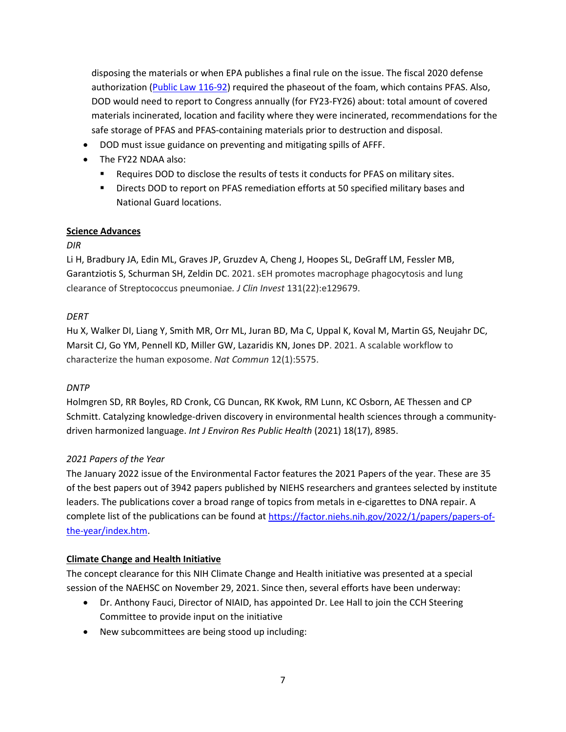disposing the materials or when EPA publishes a final rule on the issue. The fiscal 2020 defense authorization ([Public Law 116-92](Public Law 116-92)) required the phaseout of the foam, which contains PFAS. Also, DOD would need to report to Congress annually (for FY23-FY26) about: total amount of covered materials incinerated, location and facility where they were incinerated, recommendations for the safe storage of PFAS and PFAS-containing materials prior to destruction and disposal.

- DOD must issue guidance on preventing and mitigating spills of AFFF.
- The FY22 NDAA also:
  - Requires DOD to disclose the results of tests it conducts for PFAS on military sites.
  - Directs DOD to report on PFAS remediation efforts at 50 specified military bases and National Guard locations.

**Science Advances**

*DIR*

Li H, Bradbury JA, Edin ML, Graves JP, Gruzdev A, Cheng J, Hoopes SL, DeGraff LM, Fessler MB, Garantziotis S, Schurman SH, Zeldin DC. 2021. sEH promotes macrophage phagocytosis and lung clearance of Streptococcus pneumoniae. *J Clin Invest* 131(22):e129679.

*DERT*

Hu X, Walker DI, Liang Y, Smith MR, Orr ML, Juran BD, Ma C, Uppal K, Koval M, Martin GS, Neujahr DC, Marsit CJ, Go YM, Pennell KD, Miller GW, Lazaridis KN, Jones DP. 2021. A scalable workflow to characterize the human exposome. *Nat Commun* 12(1):5575.

*DNTP*

Holmgren SD, RR Boyles, RD Cronk, CG Duncan, RK Kwok, RM Lunn, KC Osborn, AE Thessen and CP Schmitt. Catalyzing knowledge-driven discovery in environmental health sciences through a community-driven harmonized language. *Int J Environ Res Public Health* (2021) 18(17), 8985.

*2021 Papers of the Year*

The January 2022 issue of the Environmental Factor features the 2021 Papers of the year. These are 35 of the best papers out of 3942 papers published by NIEHS researchers and grantees selected by institute leaders. The publications cover a broad range of topics from metals in e-cigarettes to DNA repair. A complete list of the publications can be found at [https://factor.niehs.nih.gov/2022/1/papers/papers-of-the-year/index.htm](https://factor.niehs.nih.gov/2022/1/papers/papers-of-the-year/index.htm).

**Climate Change and Health Initiative**

The concept clearance for this NIH Climate Change and Health initiative was presented at a special session of the NAEHSC on November 29, 2021. Since then, several efforts have been underway:

- Dr. Anthony Fauci, Director of NIAID, has appointed Dr. Lee Hall to join the CCH Steering Committee to provide input on the initiative
- New subcommittees are being stood up including: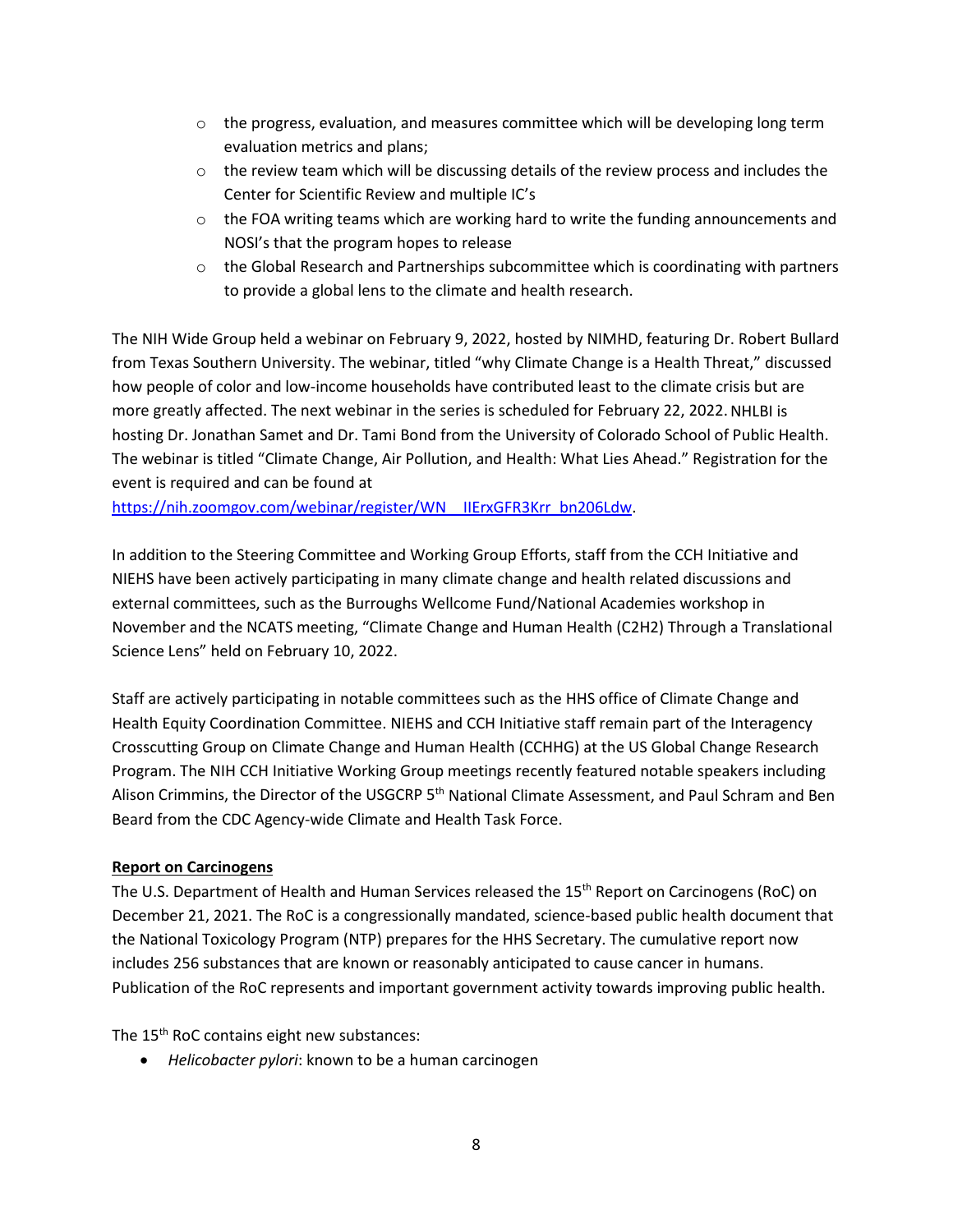- the progress, evaluation, and measures committee which will be developing long term evaluation metrics and plans;
- the review team which will be discussing details of the review process and includes the Center for Scientific Review and multiple IC's
- the FOA writing teams which are working hard to write the funding announcements and NOSI's that the program hopes to release
- the Global Research and Partnerships subcommittee which is coordinating with partners to provide a global lens to the climate and health research.

The NIH Wide Group held a webinar on February 9, 2022, hosted by NIMHD, featuring Dr. Robert Bullard from Texas Southern University. The webinar, titled "why Climate Change is a Health Threat," discussed how people of color and low-income households have contributed least to the climate crisis but are more greatly affected. The next webinar in the series is scheduled for February 22, 2022. NHLBI is hosting Dr. Jonathan Samet and Dr. Tami Bond from the University of Colorado School of Public Health. The webinar is titled "Climate Change, Air Pollution, and Health: What Lies Ahead." Registration for the event is required and can be found at https://nih.zoomgov.com/webinar/register/WN__IIErxGFR3Krr_bn206Ldw.

In addition to the Steering Committee and Working Group Efforts, staff from the CCH Initiative and NIEHS have been actively participating in many climate change and health related discussions and external committees, such as the Burroughs Wellcome Fund/National Academies workshop in November and the NCATS meeting, "Climate Change and Human Health (C2H2) Through a Translational Science Lens" held on February 10, 2022.

Staff are actively participating in notable committees such as the HHS office of Climate Change and Health Equity Coordination Committee. NIEHS and CCH Initiative staff remain part of the Interagency Crosscutting Group on Climate Change and Human Health (CCHHG) at the US Global Change Research Program. The NIH CCH Initiative Working Group meetings recently featured notable speakers including Alison Crimmins, the Director of the USGCRP 5th National Climate Assessment, and Paul Schram and Ben Beard from the CDC Agency-wide Climate and Health Task Force.

**Report on Carcinogens**

The U.S. Department of Health and Human Services released the 15th Report on Carcinogens (RoC) on December 21, 2021. The RoC is a congressionally mandated, science-based public health document that the National Toxicology Program (NTP) prepares for the HHS Secretary. The cumulative report now includes 256 substances that are known or reasonably anticipated to cause cancer in humans. Publication of the RoC represents and important government activity towards improving public health.

The 15th RoC contains eight new substances:

- *Helicobacter pylori*: known to be a human carcinogen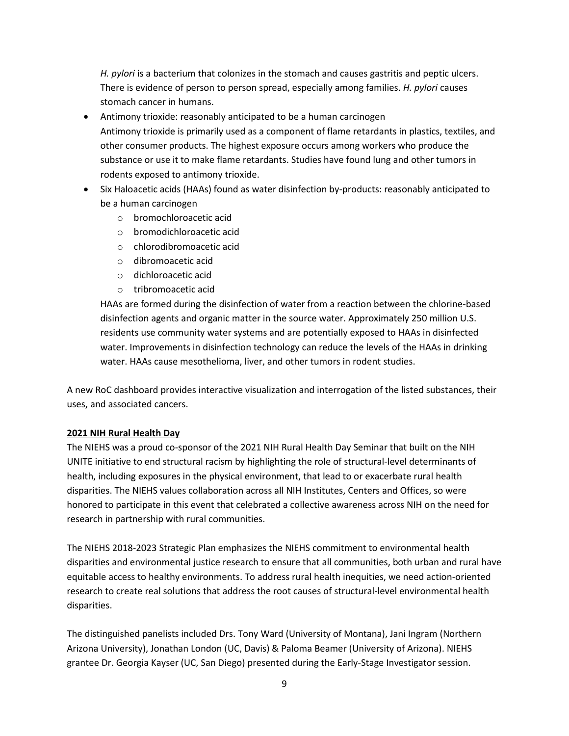*H. pylori* is a bacterium that colonizes in the stomach and causes gastritis and peptic ulcers. There is evidence of person to person spread, especially among families. *H. pylori* causes stomach cancer in humans.

- Antimony trioxide: reasonably anticipated to be a human carcinogen
  Antimony trioxide is primarily used as a component of flame retardants in plastics, textiles, and other consumer products. The highest exposure occurs among workers who produce the substance or use it to make flame retardants. Studies have found lung and other tumors in rodents exposed to antimony trioxide.
- Six Haloacetic acids (HAAs) found as water disinfection by-products: reasonably anticipated to be a human carcinogen
  - bromochloroacetic acid
  - bromodichloroacetic acid
  - chlorodibromoacetic acid
  - dibromoacetic acid
  - dichloroacetic acid
  - tribromoacetic acid

  HAAs are formed during the disinfection of water from a reaction between the chlorine-based disinfection agents and organic matter in the source water. Approximately 250 million U.S. residents use community water systems and are potentially exposed to HAAs in disinfected water. Improvements in disinfection technology can reduce the levels of the HAAs in drinking water. HAAs cause mesothelioma, liver, and other tumors in rodent studies.

A new RoC dashboard provides interactive visualization and interrogation of the listed substances, their uses, and associated cancers.

**2021 NIH Rural Health Day**

The NIEHS was a proud co-sponsor of the 2021 NIH Rural Health Day Seminar that built on the NIH UNITE initiative to end structural racism by highlighting the role of structural-level determinants of health, including exposures in the physical environment, that lead to or exacerbate rural health disparities. The NIEHS values collaboration across all NIH Institutes, Centers and Offices, so were honored to participate in this event that celebrated a collective awareness across NIH on the need for research in partnership with rural communities.

The NIEHS 2018-2023 Strategic Plan emphasizes the NIEHS commitment to environmental health disparities and environmental justice research to ensure that all communities, both urban and rural have equitable access to healthy environments. To address rural health inequities, we need action-oriented research to create real solutions that address the root causes of structural-level environmental health disparities.

The distinguished panelists included Drs. Tony Ward (University of Montana), Jani Ingram (Northern Arizona University), Jonathan London (UC, Davis) & Paloma Beamer (University of Arizona). NIEHS grantee Dr. Georgia Kayser (UC, San Diego) presented during the Early-Stage Investigator session.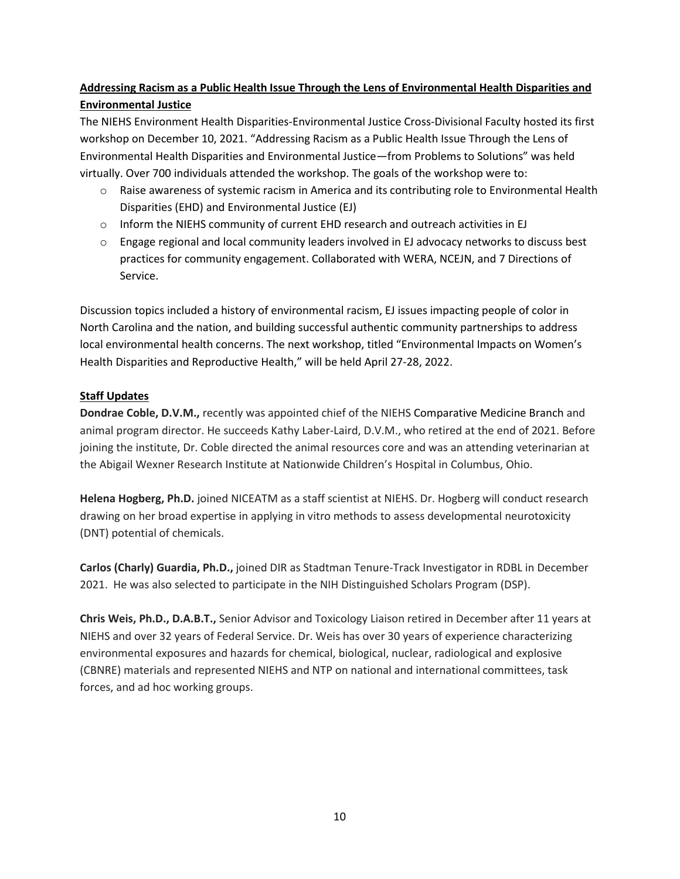## Addressing Racism as a Public Health Issue Through the Lens of Environmental Health Disparities and Environmental Justice

The NIEHS Environment Health Disparities-Environmental Justice Cross-Divisional Faculty hosted its first workshop on December 10, 2021. "Addressing Racism as a Public Health Issue Through the Lens of Environmental Health Disparities and Environmental Justice—from Problems to Solutions" was held virtually. Over 700 individuals attended the workshop. The goals of the workshop were to:

- Raise awareness of systemic racism in America and its contributing role to Environmental Health Disparities (EHD) and Environmental Justice (EJ)
- Inform the NIEHS community of current EHD research and outreach activities in EJ
- Engage regional and local community leaders involved in EJ advocacy networks to discuss best practices for community engagement. Collaborated with WERA, NCEJN, and 7 Directions of Service.

Discussion topics included a history of environmental racism, EJ issues impacting people of color in North Carolina and the nation, and building successful authentic community partnerships to address local environmental health concerns. The next workshop, titled "Environmental Impacts on Women's Health Disparities and Reproductive Health," will be held April 27-28, 2022.

## Staff Updates

**Dondrae Coble, D.V.M.,** recently was appointed chief of the NIEHS Comparative Medicine Branch and animal program director. He succeeds Kathy Laber-Laird, D.V.M., who retired at the end of 2021. Before joining the institute, Dr. Coble directed the animal resources core and was an attending veterinarian at the Abigail Wexner Research Institute at Nationwide Children's Hospital in Columbus, Ohio.

**Helena Hogberg, Ph.D.** joined NICEATM as a staff scientist at NIEHS. Dr. Hogberg will conduct research drawing on her broad expertise in applying in vitro methods to assess developmental neurotoxicity (DNT) potential of chemicals.

**Carlos (Charly) Guardia, Ph.D.,** joined DIR as Stadtman Tenure-Track Investigator in RDBL in December 2021. He was also selected to participate in the NIH Distinguished Scholars Program (DSP).

**Chris Weis, Ph.D., D.A.B.T.,** Senior Advisor and Toxicology Liaison retired in December after 11 years at NIEHS and over 32 years of Federal Service. Dr. Weis has over 30 years of experience characterizing environmental exposures and hazards for chemical, biological, nuclear, radiological and explosive (CBNRE) materials and represented NIEHS and NTP on national and international committees, task forces, and ad hoc working groups.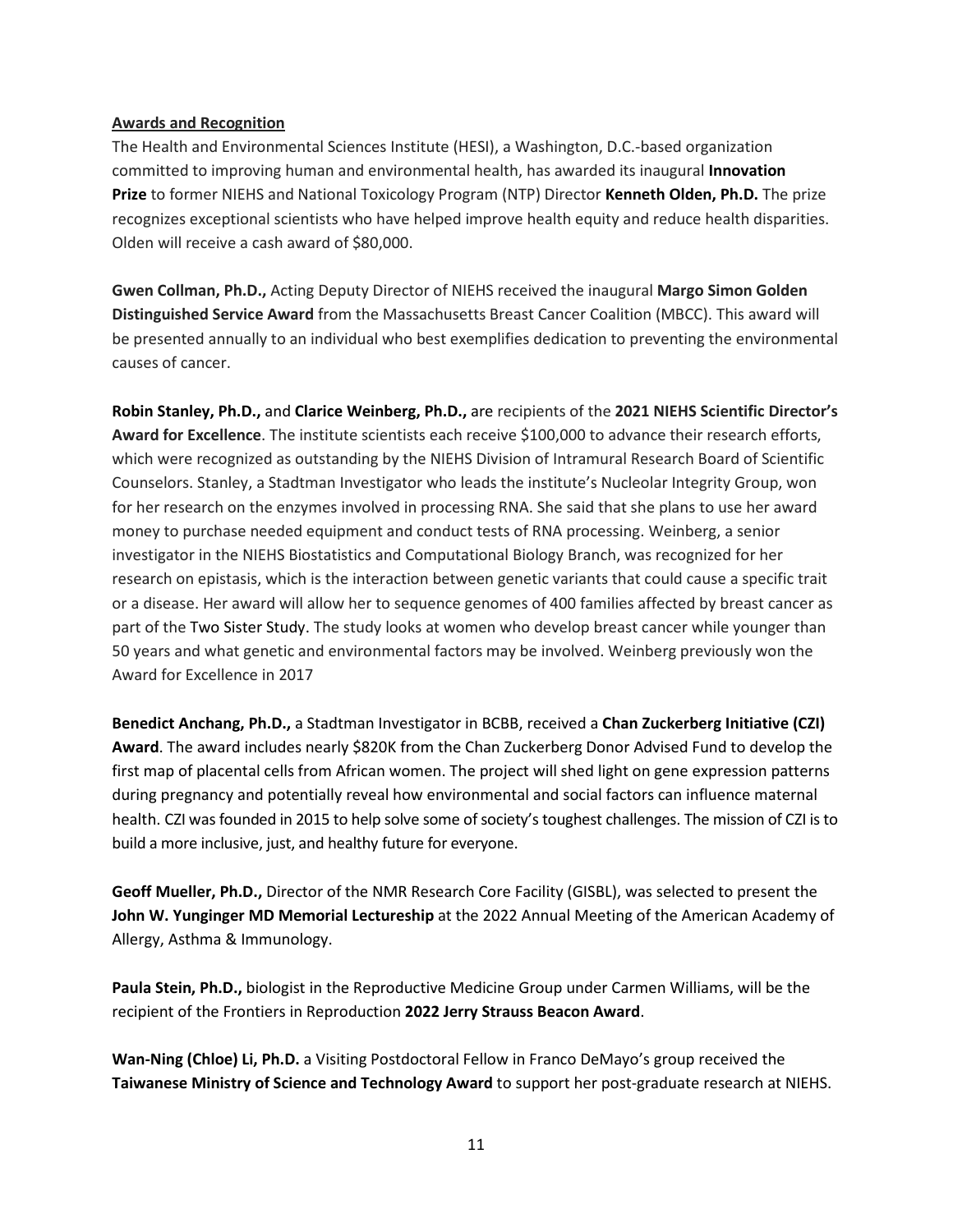**Awards and Recognition**

The Health and Environmental Sciences Institute (HESI), a Washington, D.C.-based organization committed to improving human and environmental health, has awarded its inaugural **Innovation Prize** to former NIEHS and National Toxicology Program (NTP) Director **Kenneth Olden, Ph.D.** The prize recognizes exceptional scientists who have helped improve health equity and reduce health disparities. Olden will receive a cash award of $80,000.

**Gwen Collman, Ph.D.,** Acting Deputy Director of NIEHS received the inaugural **Margo Simon Golden Distinguished Service Award** from the Massachusetts Breast Cancer Coalition (MBCC). This award will be presented annually to an individual who best exemplifies dedication to preventing the environmental causes of cancer.

**Robin Stanley, Ph.D.,** and **Clarice Weinberg, Ph.D.,** are recipients of the **2021 NIEHS Scientific Director's Award for Excellence**. The institute scientists each receive $100,000 to advance their research efforts, which were recognized as outstanding by the NIEHS Division of Intramural Research Board of Scientific Counselors. Stanley, a Stadtman Investigator who leads the institute's Nucleolar Integrity Group, won for her research on the enzymes involved in processing RNA. She said that she plans to use her award money to purchase needed equipment and conduct tests of RNA processing. Weinberg, a senior investigator in the NIEHS Biostatistics and Computational Biology Branch, was recognized for her research on epistasis, which is the interaction between genetic variants that could cause a specific trait or a disease. Her award will allow her to sequence genomes of 400 families affected by breast cancer as part of the Two Sister Study. The study looks at women who develop breast cancer while younger than 50 years and what genetic and environmental factors may be involved. Weinberg previously won the Award for Excellence in 2017

**Benedict Anchang, Ph.D.,** a Stadtman Investigator in BCBB, received a **Chan Zuckerberg Initiative (CZI) Award**. The award includes nearly $820K from the Chan Zuckerberg Donor Advised Fund to develop the first map of placental cells from African women. The project will shed light on gene expression patterns during pregnancy and potentially reveal how environmental and social factors can influence maternal health. CZI was founded in 2015 to help solve some of society's toughest challenges. The mission of CZI is to build a more inclusive, just, and healthy future for everyone.

**Geoff Mueller, Ph.D.,** Director of the NMR Research Core Facility (GISBL), was selected to present the **John W. Yunginger MD Memorial Lectureship** at the 2022 Annual Meeting of the American Academy of Allergy, Asthma & Immunology.

**Paula Stein, Ph.D.,** biologist in the Reproductive Medicine Group under Carmen Williams, will be the recipient of the Frontiers in Reproduction **2022 Jerry Strauss Beacon Award**.

**Wan-Ning (Chloe) Li, Ph.D.** a Visiting Postdoctoral Fellow in Franco DeMayo's group received the **Taiwanese Ministry of Science and Technology Award** to support her post-graduate research at NIEHS.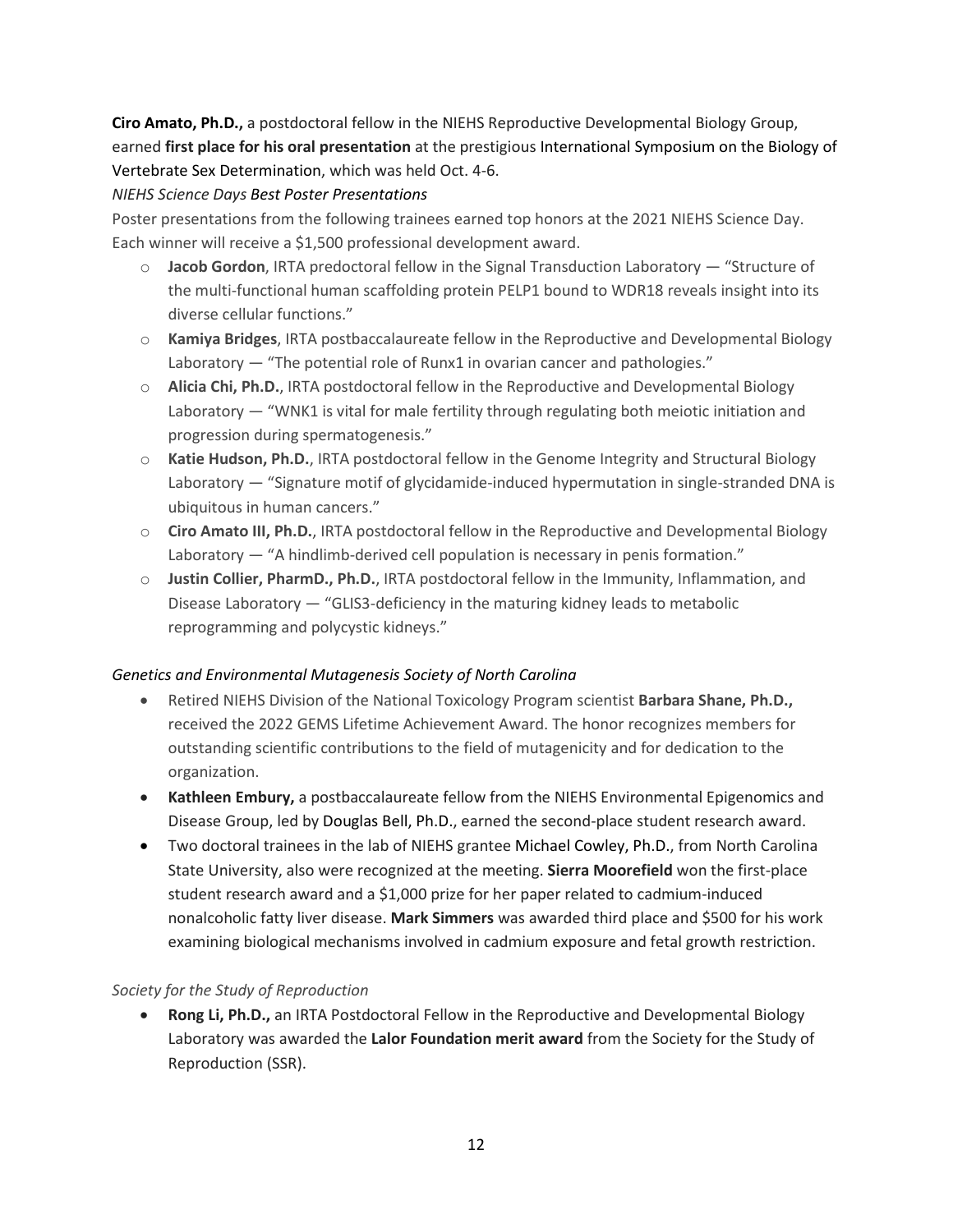**Ciro Amato, Ph.D.,** a postdoctoral fellow in the NIEHS Reproductive Developmental Biology Group, earned **first place for his oral presentation** at the prestigious International Symposium on the Biology of Vertebrate Sex Determination, which was held Oct. 4-6.

*NIEHS Science Days Best Poster Presentations*

Poster presentations from the following trainees earned top honors at the 2021 NIEHS Science Day. Each winner will receive a $1,500 professional development award.

- **Jacob Gordon**, IRTA predoctoral fellow in the Signal Transduction Laboratory — "Structure of the multi-functional human scaffolding protein PELP1 bound to WDR18 reveals insight into its diverse cellular functions."
- **Kamiya Bridges**, IRTA postbaccalaureate fellow in the Reproductive and Developmental Biology Laboratory — "The potential role of Runx1 in ovarian cancer and pathologies."
- **Alicia Chi, Ph.D.**, IRTA postdoctoral fellow in the Reproductive and Developmental Biology Laboratory — "WNK1 is vital for male fertility through regulating both meiotic initiation and progression during spermatogenesis."
- **Katie Hudson, Ph.D.**, IRTA postdoctoral fellow in the Genome Integrity and Structural Biology Laboratory — "Signature motif of glycidamide-induced hypermutation in single-stranded DNA is ubiquitous in human cancers."
- **Ciro Amato III, Ph.D.**, IRTA postdoctoral fellow in the Reproductive and Developmental Biology Laboratory — "A hindlimb-derived cell population is necessary in penis formation."
- **Justin Collier, PharmD., Ph.D.**, IRTA postdoctoral fellow in the Immunity, Inflammation, and Disease Laboratory — "GLIS3-deficiency in the maturing kidney leads to metabolic reprogramming and polycystic kidneys."

*Genetics and Environmental Mutagenesis Society of North Carolina*

- Retired NIEHS Division of the National Toxicology Program scientist **Barbara Shane, Ph.D.,** received the 2022 GEMS Lifetime Achievement Award. The honor recognizes members for outstanding scientific contributions to the field of mutagenicity and for dedication to the organization.
- **Kathleen Embury,** a postbaccalaureate fellow from the NIEHS Environmental Epigenomics and Disease Group, led by Douglas Bell, Ph.D., earned the second-place student research award.
- Two doctoral trainees in the lab of NIEHS grantee Michael Cowley, Ph.D., from North Carolina State University, also were recognized at the meeting. **Sierra Moorefield** won the first-place student research award and a $1,000 prize for her paper related to cadmium-induced nonalcoholic fatty liver disease. **Mark Simmers** was awarded third place and $500 for his work examining biological mechanisms involved in cadmium exposure and fetal growth restriction.

*Society for the Study of Reproduction*

- **Rong Li, Ph.D.,** an IRTA Postdoctoral Fellow in the Reproductive and Developmental Biology Laboratory was awarded the **Lalor Foundation merit award** from the Society for the Study of Reproduction (SSR).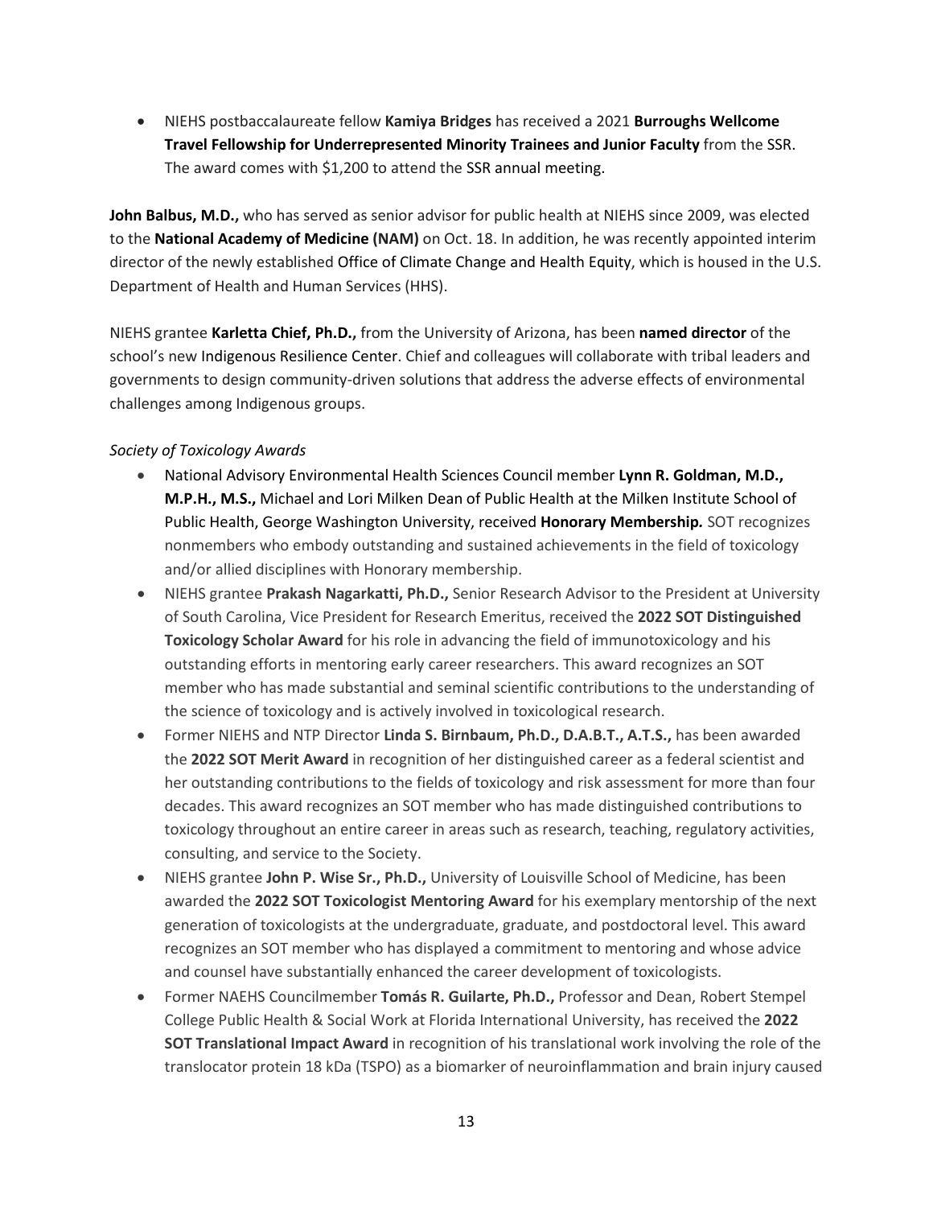- NIEHS postbaccalaureate fellow **Kamiya Bridges** has received a 2021 **Burroughs Wellcome Travel Fellowship for Underrepresented Minority Trainees and Junior Faculty** from the SSR. The award comes with $1,200 to attend the SSR annual meeting.

**John Balbus, M.D.,** who has served as senior advisor for public health at NIEHS since 2009, was elected to the **National Academy of Medicine (NAM)** on Oct. 18. In addition, he was recently appointed interim director of the newly established Office of Climate Change and Health Equity, which is housed in the U.S. Department of Health and Human Services (HHS).

NIEHS grantee **Karletta Chief, Ph.D.,** from the University of Arizona, has been **named director** of the school's new Indigenous Resilience Center. Chief and colleagues will collaborate with tribal leaders and governments to design community-driven solutions that address the adverse effects of environmental challenges among Indigenous groups.

*Society of Toxicology Awards*

- National Advisory Environmental Health Sciences Council member **Lynn R. Goldman, M.D., M.P.H., M.S.,** Michael and Lori Milken Dean of Public Health at the Milken Institute School of Public Health, George Washington University, received **Honorary Membership.** SOT recognizes nonmembers who embody outstanding and sustained achievements in the field of toxicology and/or allied disciplines with Honorary membership.
- NIEHS grantee **Prakash Nagarkatti, Ph.D.,** Senior Research Advisor to the President at University of South Carolina, Vice President for Research Emeritus, received the **2022 SOT Distinguished Toxicology Scholar Award** for his role in advancing the field of immunotoxicology and his outstanding efforts in mentoring early career researchers. This award recognizes an SOT member who has made substantial and seminal scientific contributions to the understanding of the science of toxicology and is actively involved in toxicological research.
- Former NIEHS and NTP Director **Linda S. Birnbaum, Ph.D., D.A.B.T., A.T.S.,** has been awarded the **2022 SOT Merit Award** in recognition of her distinguished career as a federal scientist and her outstanding contributions to the fields of toxicology and risk assessment for more than four decades. This award recognizes an SOT member who has made distinguished contributions to toxicology throughout an entire career in areas such as research, teaching, regulatory activities, consulting, and service to the Society.
- NIEHS grantee **John P. Wise Sr., Ph.D.,** University of Louisville School of Medicine, has been awarded the **2022 SOT Toxicologist Mentoring Award** for his exemplary mentorship of the next generation of toxicologists at the undergraduate, graduate, and postdoctoral level. This award recognizes an SOT member who has displayed a commitment to mentoring and whose advice and counsel have substantially enhanced the career development of toxicologists.
- Former NAEHS Councilmember **Tomás R. Guilarte, Ph.D.,** Professor and Dean, Robert Stempel College Public Health & Social Work at Florida International University, has received the **2022 SOT Translational Impact Award** in recognition of his translational work involving the role of the translocator protein 18 kDa (TSPO) as a biomarker of neuroinflammation and brain injury caused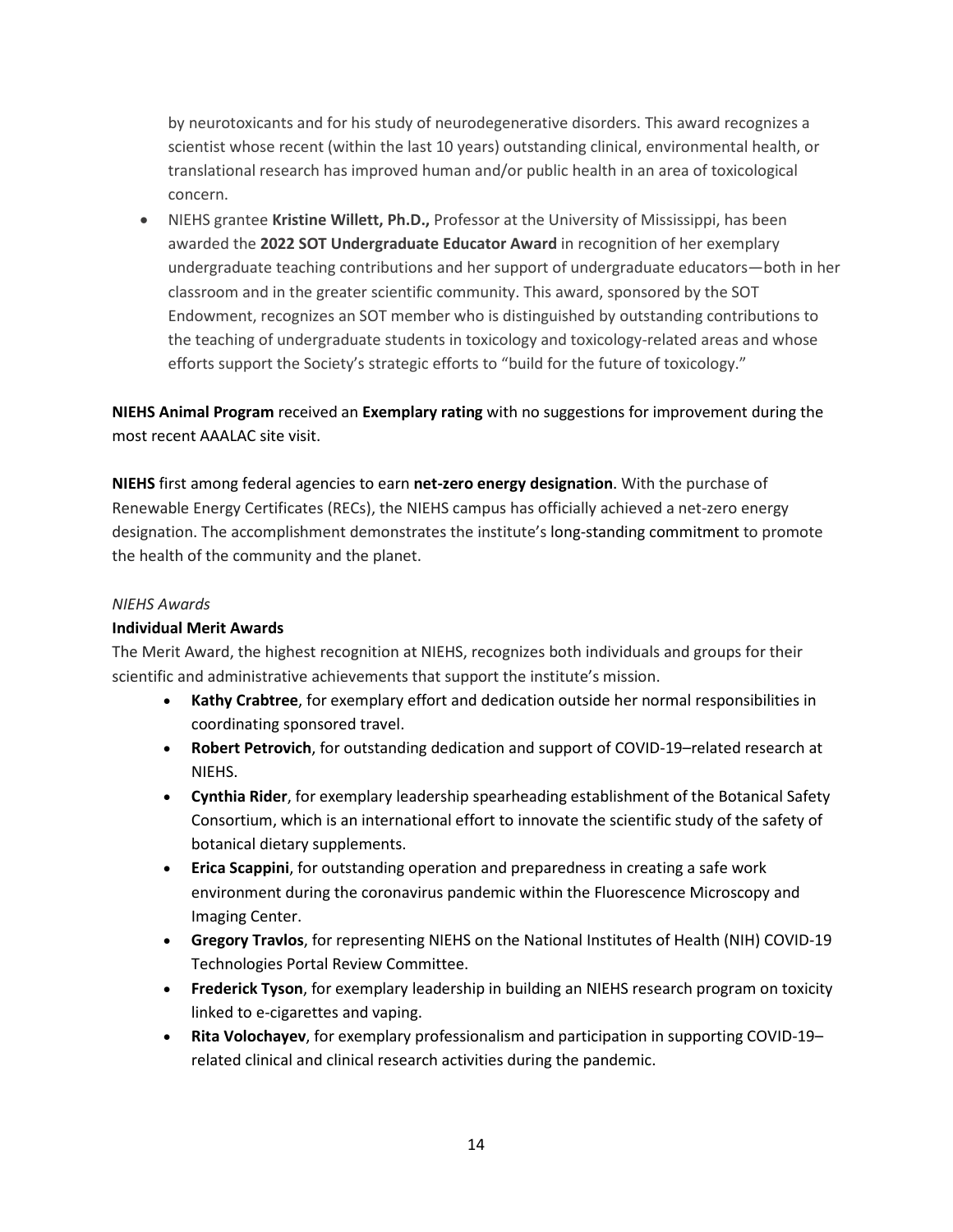by neurotoxicants and for his study of neurodegenerative disorders. This award recognizes a scientist whose recent (within the last 10 years) outstanding clinical, environmental health, or translational research has improved human and/or public health in an area of toxicological concern.

- NIEHS grantee **Kristine Willett, Ph.D.,** Professor at the University of Mississippi, has been awarded the **2022 SOT Undergraduate Educator Award** in recognition of her exemplary undergraduate teaching contributions and her support of undergraduate educators—both in her classroom and in the greater scientific community. This award, sponsored by the SOT Endowment, recognizes an SOT member who is distinguished by outstanding contributions to the teaching of undergraduate students in toxicology and toxicology-related areas and whose efforts support the Society's strategic efforts to "build for the future of toxicology."

**NIEHS Animal Program** received an **Exemplary rating** with no suggestions for improvement during the most recent AAALAC site visit.

**NIEHS** first among federal agencies to earn **net-zero energy designation**. With the purchase of Renewable Energy Certificates (RECs), the NIEHS campus has officially achieved a net-zero energy designation. The accomplishment demonstrates the institute's long-standing commitment to promote the health of the community and the planet.

*NIEHS Awards*

**Individual Merit Awards**

The Merit Award, the highest recognition at NIEHS, recognizes both individuals and groups for their scientific and administrative achievements that support the institute's mission.

- **Kathy Crabtree**, for exemplary effort and dedication outside her normal responsibilities in coordinating sponsored travel.
- **Robert Petrovich**, for outstanding dedication and support of COVID-19–related research at NIEHS.
- **Cynthia Rider**, for exemplary leadership spearheading establishment of the Botanical Safety Consortium, which is an international effort to innovate the scientific study of the safety of botanical dietary supplements.
- **Erica Scappini**, for outstanding operation and preparedness in creating a safe work environment during the coronavirus pandemic within the Fluorescence Microscopy and Imaging Center.
- **Gregory Travlos**, for representing NIEHS on the National Institutes of Health (NIH) COVID-19 Technologies Portal Review Committee.
- **Frederick Tyson**, for exemplary leadership in building an NIEHS research program on toxicity linked to e-cigarettes and vaping.
- **Rita Volochayev**, for exemplary professionalism and participation in supporting COVID-19–related clinical and clinical research activities during the pandemic.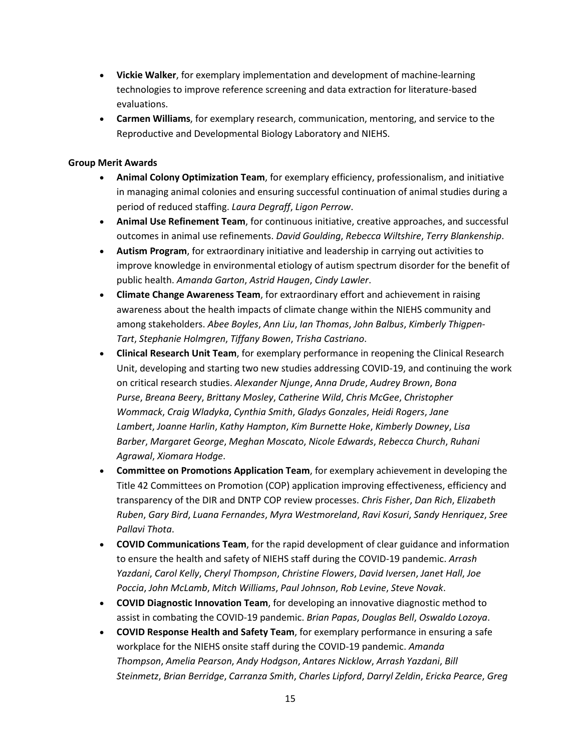- **Vickie Walker**, for exemplary implementation and development of machine-learning technologies to improve reference screening and data extraction for literature-based evaluations.
- **Carmen Williams**, for exemplary research, communication, mentoring, and service to the Reproductive and Developmental Biology Laboratory and NIEHS.

**Group Merit Awards**

- **Animal Colony Optimization Team**, for exemplary efficiency, professionalism, and initiative in managing animal colonies and ensuring successful continuation of animal studies during a period of reduced staffing. *Laura Degraff*, *Ligon Perrow*.
- **Animal Use Refinement Team**, for continuous initiative, creative approaches, and successful outcomes in animal use refinements. *David Goulding*, *Rebecca Wiltshire*, *Terry Blankenship*.
- **Autism Program**, for extraordinary initiative and leadership in carrying out activities to improve knowledge in environmental etiology of autism spectrum disorder for the benefit of public health. *Amanda Garton*, *Astrid Haugen*, *Cindy Lawler*.
- **Climate Change Awareness Team**, for extraordinary effort and achievement in raising awareness about the health impacts of climate change within the NIEHS community and among stakeholders. *Abee Boyles*, *Ann Liu*, *Ian Thomas*, *John Balbus*, *Kimberly Thigpen-Tart*, *Stephanie Holmgren*, *Tiffany Bowen*, *Trisha Castriano*.
- **Clinical Research Unit Team**, for exemplary performance in reopening the Clinical Research Unit, developing and starting two new studies addressing COVID-19, and continuing the work on critical research studies. *Alexander Njunge*, *Anna Drude*, *Audrey Brown*, *Bona Purse*, *Breana Beery*, *Brittany Mosley*, *Catherine Wild*, *Chris McGee*, *Christopher Wommack*, *Craig Wladyka*, *Cynthia Smith*, *Gladys Gonzales*, *Heidi Rogers*, *Jane Lambert*, *Joanne Harlin*, *Kathy Hampton*, *Kim Burnette Hoke*, *Kimberly Downey*, *Lisa Barber*, *Margaret George*, *Meghan Moscato*, *Nicole Edwards*, *Rebecca Church*, *Ruhani Agrawal*, *Xiomara Hodge*.
- **Committee on Promotions Application Team**, for exemplary achievement in developing the Title 42 Committees on Promotion (COP) application improving effectiveness, efficiency and transparency of the DIR and DNTP COP review processes. *Chris Fisher*, *Dan Rich*, *Elizabeth Ruben*, *Gary Bird*, *Luana Fernandes*, *Myra Westmoreland*, *Ravi Kosuri*, *Sandy Henriquez*, *Sree Pallavi Thota*.
- **COVID Communications Team**, for the rapid development of clear guidance and information to ensure the health and safety of NIEHS staff during the COVID-19 pandemic. *Arrash Yazdani*, *Carol Kelly*, *Cheryl Thompson*, *Christine Flowers*, *David Iversen*, *Janet Hall*, *Joe Poccia*, *John McLamb*, *Mitch Williams*, *Paul Johnson*, *Rob Levine*, *Steve Novak*.
- **COVID Diagnostic Innovation Team**, for developing an innovative diagnostic method to assist in combating the COVID-19 pandemic. *Brian Papas*, *Douglas Bell*, *Oswaldo Lozoya*.
- **COVID Response Health and Safety Team**, for exemplary performance in ensuring a safe workplace for the NIEHS onsite staff during the COVID-19 pandemic. *Amanda Thompson*, *Amelia Pearson*, *Andy Hodgson*, *Antares Nicklow*, *Arrash Yazdani*, *Bill Steinmetz*, *Brian Berridge*, *Carranza Smith*, *Charles Lipford*, *Darryl Zeldin*, *Ericka Pearce*, *Greg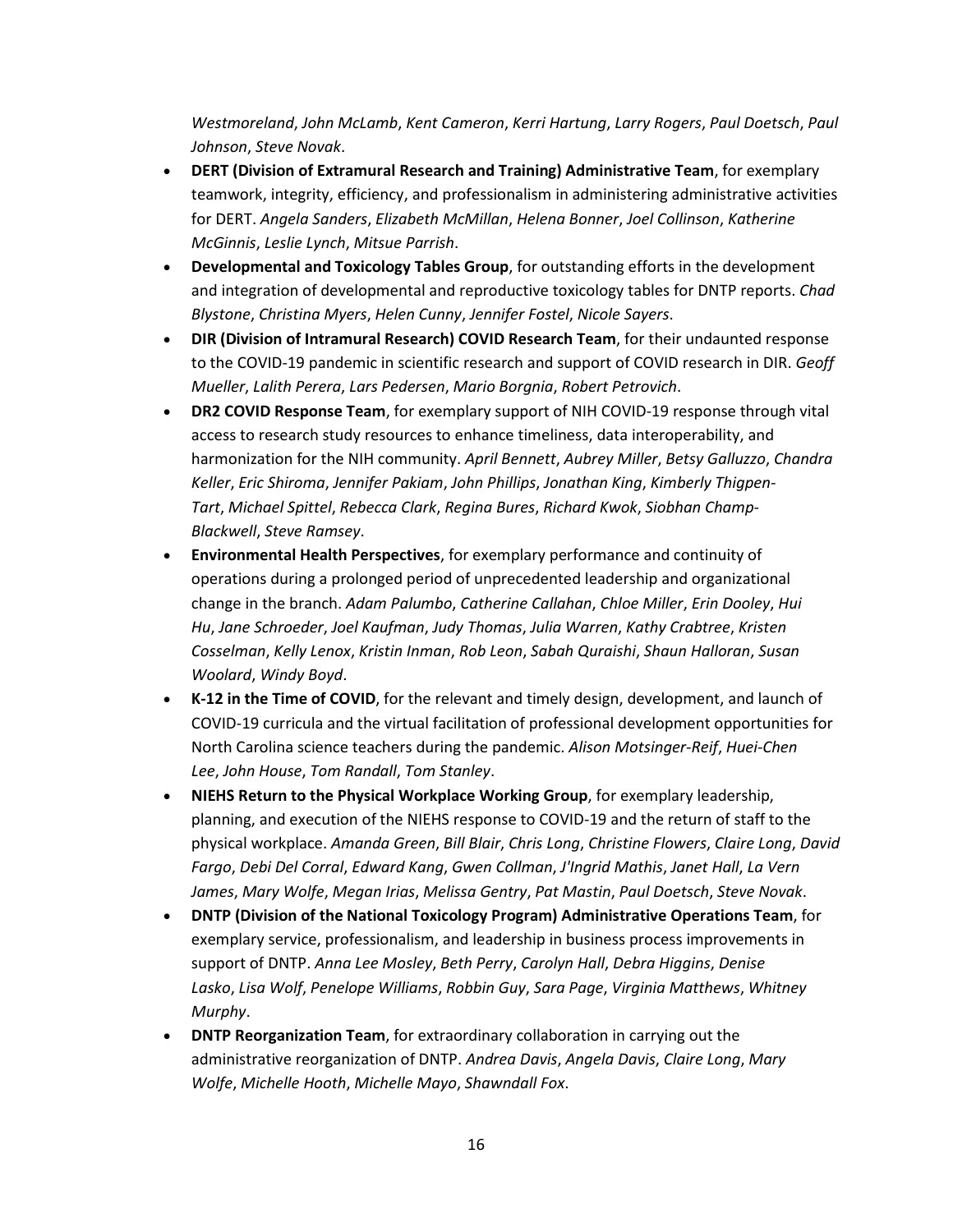*Westmoreland*, *John McLamb*, *Kent Cameron*, *Kerri Hartung*, *Larry Rogers*, *Paul Doetsch*, *Paul Johnson*, *Steve Novak*.

- **DERT (Division of Extramural Research and Training) Administrative Team**, for exemplary teamwork, integrity, efficiency, and professionalism in administering administrative activities for DERT. *Angela Sanders*, *Elizabeth McMillan*, *Helena Bonner*, *Joel Collinson*, *Katherine McGinnis*, *Leslie Lynch*, *Mitsue Parrish*.
- **Developmental and Toxicology Tables Group**, for outstanding efforts in the development and integration of developmental and reproductive toxicology tables for DNTP reports. *Chad Blystone*, *Christina Myers*, *Helen Cunny*, *Jennifer Fostel*, *Nicole Sayers*.
- **DIR (Division of Intramural Research) COVID Research Team**, for their undaunted response to the COVID-19 pandemic in scientific research and support of COVID research in DIR. *Geoff Mueller*, *Lalith Perera*, *Lars Pedersen*, *Mario Borgnia*, *Robert Petrovich*.
- **DR2 COVID Response Team**, for exemplary support of NIH COVID-19 response through vital access to research study resources to enhance timeliness, data interoperability, and harmonization for the NIH community. *April Bennett*, *Aubrey Miller*, *Betsy Galluzzo*, *Chandra Keller*, *Eric Shiroma*, *Jennifer Pakiam*, *John Phillips*, *Jonathan King*, *Kimberly Thigpen-Tart*, *Michael Spittel*, *Rebecca Clark*, *Regina Bures*, *Richard Kwok*, *Siobhan Champ-Blackwell*, *Steve Ramsey*.
- **Environmental Health Perspectives**, for exemplary performance and continuity of operations during a prolonged period of unprecedented leadership and organizational change in the branch. *Adam Palumbo*, *Catherine Callahan*, *Chloe Miller*, *Erin Dooley*, *Hui Hu*, *Jane Schroeder*, *Joel Kaufman*, *Judy Thomas*, *Julia Warren*, *Kathy Crabtree*, *Kristen Cosselman*, *Kelly Lenox*, *Kristin Inman*, *Rob Leon*, *Sabah Quraishi*, *Shaun Halloran*, *Susan Woolard*, *Windy Boyd*.
- **K-12 in the Time of COVID**, for the relevant and timely design, development, and launch of COVID-19 curricula and the virtual facilitation of professional development opportunities for North Carolina science teachers during the pandemic. *Alison Motsinger-Reif*, *Huei-Chen Lee*, *John House*, *Tom Randall*, *Tom Stanley*.
- **NIEHS Return to the Physical Workplace Working Group**, for exemplary leadership, planning, and execution of the NIEHS response to COVID-19 and the return of staff to the physical workplace. *Amanda Green*, *Bill Blair*, *Chris Long*, *Christine Flowers*, *Claire Long*, *David Fargo*, *Debi Del Corral*, *Edward Kang*, *Gwen Collman*, *J'Ingrid Mathis*, *Janet Hall*, *La Vern James*, *Mary Wolfe*, *Megan Irias*, *Melissa Gentry*, *Pat Mastin*, *Paul Doetsch*, *Steve Novak*.
- **DNTP (Division of the National Toxicology Program) Administrative Operations Team**, for exemplary service, professionalism, and leadership in business process improvements in support of DNTP. *Anna Lee Mosley*, *Beth Perry*, *Carolyn Hall*, *Debra Higgins*, *Denise Lasko*, *Lisa Wolf*, *Penelope Williams*, *Robbin Guy*, *Sara Page*, *Virginia Matthews*, *Whitney Murphy*.
- **DNTP Reorganization Team**, for extraordinary collaboration in carrying out the administrative reorganization of DNTP. *Andrea Davis*, *Angela Davis*, *Claire Long*, *Mary Wolfe*, *Michelle Hooth*, *Michelle Mayo*, *Shawndall Fox*.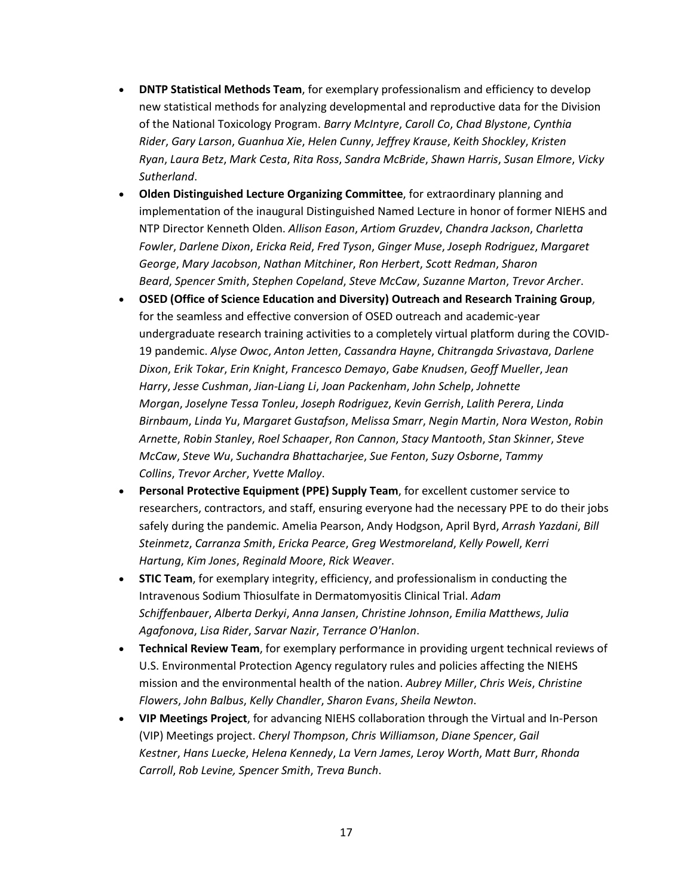- **DNTP Statistical Methods Team**, for exemplary professionalism and efficiency to develop new statistical methods for analyzing developmental and reproductive data for the Division of the National Toxicology Program. *Barry McIntyre*, *Caroll Co*, *Chad Blystone*, *Cynthia Rider*, *Gary Larson*, *Guanhua Xie*, *Helen Cunny*, *Jeffrey Krause*, *Keith Shockley*, *Kristen Ryan*, *Laura Betz*, *Mark Cesta*, *Rita Ross*, *Sandra McBride*, *Shawn Harris*, *Susan Elmore*, *Vicky Sutherland*.
- **Olden Distinguished Lecture Organizing Committee**, for extraordinary planning and implementation of the inaugural Distinguished Named Lecture in honor of former NIEHS and NTP Director Kenneth Olden. *Allison Eason*, *Artiom Gruzdev*, *Chandra Jackson*, *Charletta Fowler*, *Darlene Dixon*, *Ericka Reid*, *Fred Tyson*, *Ginger Muse*, *Joseph Rodriguez*, *Margaret George*, *Mary Jacobson*, *Nathan Mitchiner*, *Ron Herbert*, *Scott Redman*, *Sharon Beard*, *Spencer Smith*, *Stephen Copeland*, *Steve McCaw*, *Suzanne Marton*, *Trevor Archer*.
- **OSED (Office of Science Education and Diversity) Outreach and Research Training Group**, for the seamless and effective conversion of OSED outreach and academic-year undergraduate research training activities to a completely virtual platform during the COVID-19 pandemic. *Alyse Owoc*, *Anton Jetten*, *Cassandra Hayne*, *Chitrangda Srivastava*, *Darlene Dixon*, *Erik Tokar*, *Erin Knight*, *Francesco Demayo*, *Gabe Knudsen*, *Geoff Mueller*, *Jean Harry*, *Jesse Cushman*, *Jian-Liang Li*, *Joan Packenham*, *John Schelp*, *Johnette Morgan*, *Joselyne Tessa Tonleu*, *Joseph Rodriguez*, *Kevin Gerrish*, *Lalith Perera*, *Linda Birnbaum*, *Linda Yu*, *Margaret Gustafson*, *Melissa Smarr*, *Negin Martin*, *Nora Weston*, *Robin Arnette*, *Robin Stanley*, *Roel Schaaper*, *Ron Cannon*, *Stacy Mantooth*, *Stan Skinner*, *Steve McCaw*, *Steve Wu*, *Suchandra Bhattacharjee*, *Sue Fenton*, *Suzy Osborne*, *Tammy Collins*, *Trevor Archer*, *Yvette Malloy*.
- **Personal Protective Equipment (PPE) Supply Team**, for excellent customer service to researchers, contractors, and staff, ensuring everyone had the necessary PPE to do their jobs safely during the pandemic. Amelia Pearson, Andy Hodgson, April Byrd, *Arrash Yazdani*, *Bill Steinmetz*, *Carranza Smith*, *Ericka Pearce*, *Greg Westmoreland*, *Kelly Powell*, *Kerri Hartung*, *Kim Jones*, *Reginald Moore*, *Rick Weaver*.
- **STIC Team**, for exemplary integrity, efficiency, and professionalism in conducting the Intravenous Sodium Thiosulfate in Dermatomyositis Clinical Trial. *Adam Schiffenbauer*, *Alberta Derkyi*, *Anna Jansen*, *Christine Johnson*, *Emilia Matthews*, *Julia Agafonova*, *Lisa Rider*, *Sarvar Nazir*, *Terrance O'Hanlon*.
- **Technical Review Team**, for exemplary performance in providing urgent technical reviews of U.S. Environmental Protection Agency regulatory rules and policies affecting the NIEHS mission and the environmental health of the nation. *Aubrey Miller*, *Chris Weis*, *Christine Flowers*, *John Balbus*, *Kelly Chandler*, *Sharon Evans*, *Sheila Newton*.
- **VIP Meetings Project**, for advancing NIEHS collaboration through the Virtual and In-Person (VIP) Meetings project. *Cheryl Thompson*, *Chris Williamson*, *Diane Spencer*, *Gail Kestner*, *Hans Luecke*, *Helena Kennedy*, *La Vern James*, *Leroy Worth*, *Matt Burr*, *Rhonda Carroll*, *Rob Levine, Spencer Smith*, *Treva Bunch*.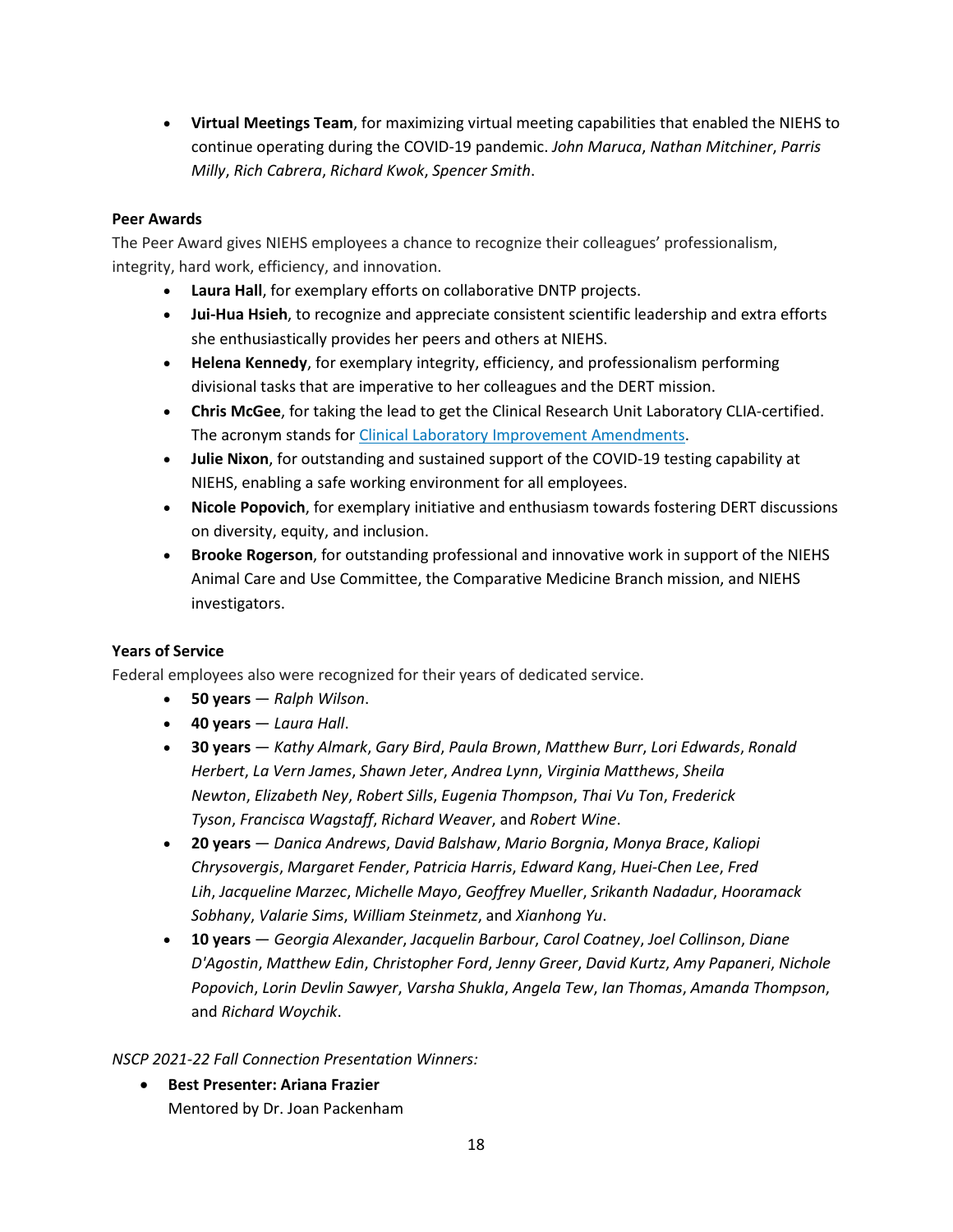- **Virtual Meetings Team**, for maximizing virtual meeting capabilities that enabled the NIEHS to continue operating during the COVID-19 pandemic. *John Maruca*, *Nathan Mitchiner*, *Parris Milly*, *Rich Cabrera*, *Richard Kwok*, *Spencer Smith*.

**Peer Awards**

The Peer Award gives NIEHS employees a chance to recognize their colleagues' professionalism, integrity, hard work, efficiency, and innovation.

- **Laura Hall**, for exemplary efforts on collaborative DNTP projects.
- **Jui-Hua Hsieh**, to recognize and appreciate consistent scientific leadership and extra efforts she enthusiastically provides her peers and others at NIEHS.
- **Helena Kennedy**, for exemplary integrity, efficiency, and professionalism performing divisional tasks that are imperative to her colleagues and the DERT mission.
- **Chris McGee**, for taking the lead to get the Clinical Research Unit Laboratory CLIA-certified. The acronym stands for Clinical Laboratory Improvement Amendments.
- **Julie Nixon**, for outstanding and sustained support of the COVID-19 testing capability at NIEHS, enabling a safe working environment for all employees.
- **Nicole Popovich**, for exemplary initiative and enthusiasm towards fostering DERT discussions on diversity, equity, and inclusion.
- **Brooke Rogerson**, for outstanding professional and innovative work in support of the NIEHS Animal Care and Use Committee, the Comparative Medicine Branch mission, and NIEHS investigators.

**Years of Service**

Federal employees also were recognized for their years of dedicated service.

- **50 years** — *Ralph Wilson*.
- **40 years** — *Laura Hall*.
- **30 years** — *Kathy Almark*, *Gary Bird*, *Paula Brown*, *Matthew Burr*, *Lori Edwards*, *Ronald Herbert*, *La Vern James*, *Shawn Jeter*, *Andrea Lynn*, *Virginia Matthews*, *Sheila Newton*, *Elizabeth Ney*, *Robert Sills*, *Eugenia Thompson*, *Thai Vu Ton*, *Frederick Tyson*, *Francisca Wagstaff*, *Richard Weaver*, and *Robert Wine*.
- **20 years** — *Danica Andrews*, *David Balshaw*, *Mario Borgnia*, *Monya Brace*, *Kaliopi Chrysovergis*, *Margaret Fender*, *Patricia Harris*, *Edward Kang*, *Huei-Chen Lee*, *Fred Lih*, *Jacqueline Marzec*, *Michelle Mayo*, *Geoffrey Mueller*, *Srikanth Nadadur*, *Hooramack Sobhany*, *Valarie Sims*, *William Steinmetz*, and *Xianhong Yu*.
- **10 years** — *Georgia Alexander*, *Jacquelin Barbour*, *Carol Coatney*, *Joel Collinson*, *Diane D'Agostin*, *Matthew Edin*, *Christopher Ford*, *Jenny Greer*, *David Kurtz*, *Amy Papaneri*, *Nichole Popovich*, *Lorin Devlin Sawyer*, *Varsha Shukla*, *Angela Tew*, *Ian Thomas*, *Amanda Thompson*, and *Richard Woychik*.

*NSCP 2021-22 Fall Connection Presentation Winners:*

- **Best Presenter: Ariana Frazier**
  Mentored by Dr. Joan Packenham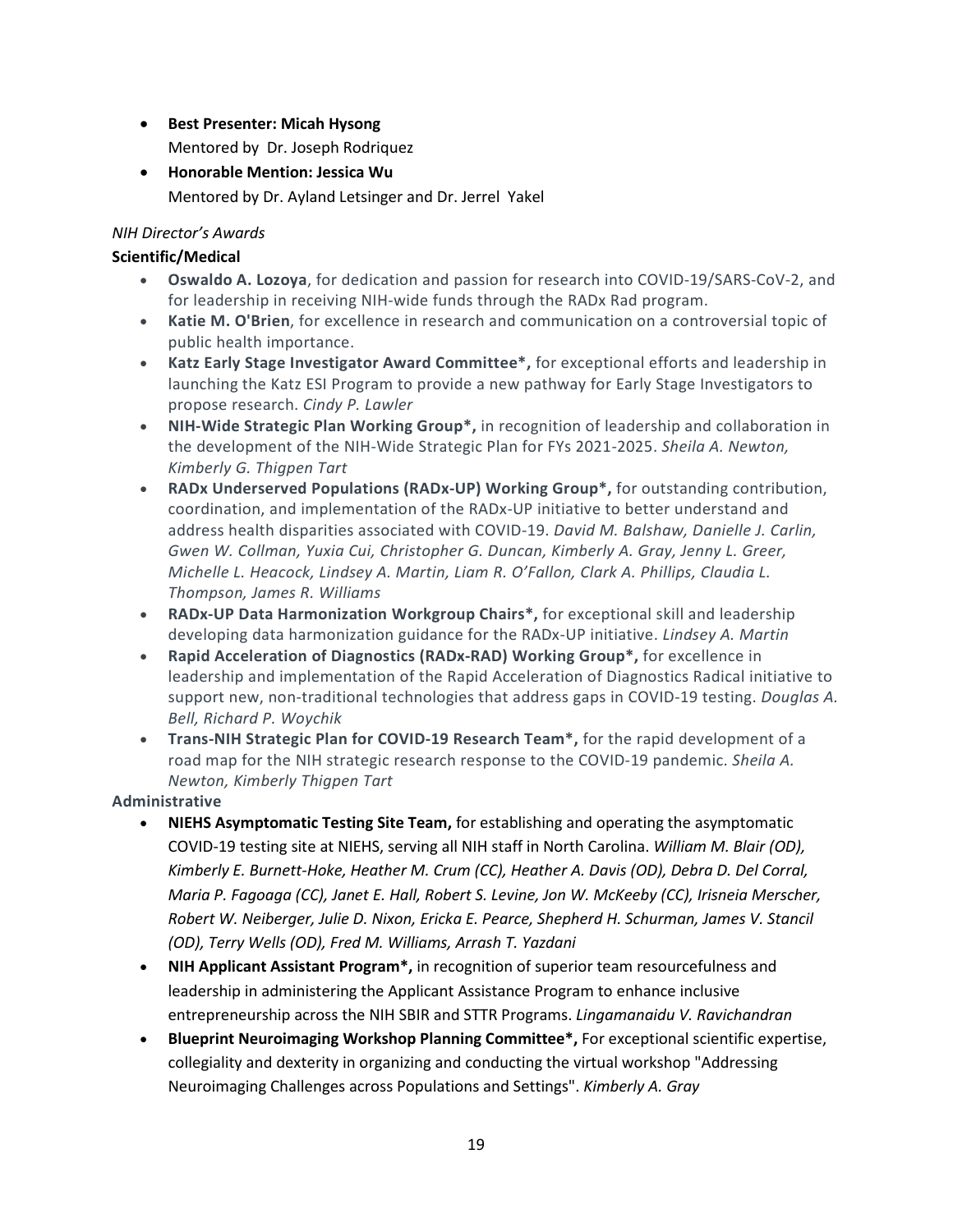- **Best Presenter: Micah Hysong**
  Mentored by Dr. Joseph Rodriquez
- **Honorable Mention: Jessica Wu**
  Mentored by Dr. Ayland Letsinger and Dr. Jerrel Yakel

*NIH Director's Awards*

**Scientific/Medical**

- **Oswaldo A. Lozoya**, for dedication and passion for research into COVID-19/SARS-CoV-2, and for leadership in receiving NIH-wide funds through the RADx Rad program.
- **Katie M. O'Brien**, for excellence in research and communication on a controversial topic of public health importance.
- **Katz Early Stage Investigator Award Committee*,** for exceptional efforts and leadership in launching the Katz ESI Program to provide a new pathway for Early Stage Investigators to propose research. *Cindy P. Lawler*
- **NIH-Wide Strategic Plan Working Group*,** in recognition of leadership and collaboration in the development of the NIH-Wide Strategic Plan for FYs 2021-2025. *Sheila A. Newton, Kimberly G. Thigpen Tart*
- **RADx Underserved Populations (RADx-UP) Working Group*,** for outstanding contribution, coordination, and implementation of the RADx-UP initiative to better understand and address health disparities associated with COVID-19. *David M. Balshaw, Danielle J. Carlin, Gwen W. Collman, Yuxia Cui, Christopher G. Duncan, Kimberly A. Gray, Jenny L. Greer, Michelle L. Heacock, Lindsey A. Martin, Liam R. O'Fallon, Clark A. Phillips, Claudia L. Thompson, James R. Williams*
- **RADx-UP Data Harmonization Workgroup Chairs*,** for exceptional skill and leadership developing data harmonization guidance for the RADx-UP initiative. *Lindsey A. Martin*
- **Rapid Acceleration of Diagnostics (RADx-RAD) Working Group*,** for excellence in leadership and implementation of the Rapid Acceleration of Diagnostics Radical initiative to support new, non-traditional technologies that address gaps in COVID-19 testing. *Douglas A. Bell, Richard P. Woychik*
- **Trans-NIH Strategic Plan for COVID-19 Research Team*,** for the rapid development of a road map for the NIH strategic research response to the COVID-19 pandemic. *Sheila A. Newton, Kimberly Thigpen Tart*

**Administrative**

- **NIEHS Asymptomatic Testing Site Team,** for establishing and operating the asymptomatic COVID-19 testing site at NIEHS, serving all NIH staff in North Carolina. *William M. Blair (OD), Kimberly E. Burnett-Hoke, Heather M. Crum (CC), Heather A. Davis (OD), Debra D. Del Corral, Maria P. Fagoaga (CC), Janet E. Hall, Robert S. Levine, Jon W. McKeeby (CC), Irisneia Merscher, Robert W. Neiberger, Julie D. Nixon, Ericka E. Pearce, Shepherd H. Schurman, James V. Stancil (OD), Terry Wells (OD), Fred M. Williams, Arrash T. Yazdani*
- **NIH Applicant Assistant Program*,** in recognition of superior team resourcefulness and leadership in administering the Applicant Assistance Program to enhance inclusive entrepreneurship across the NIH SBIR and STTR Programs. *Lingamanaidu V. Ravichandran*
- **Blueprint Neuroimaging Workshop Planning Committee*,** For exceptional scientific expertise, collegiality and dexterity in organizing and conducting the virtual workshop "Addressing Neuroimaging Challenges across Populations and Settings". *Kimberly A. Gray*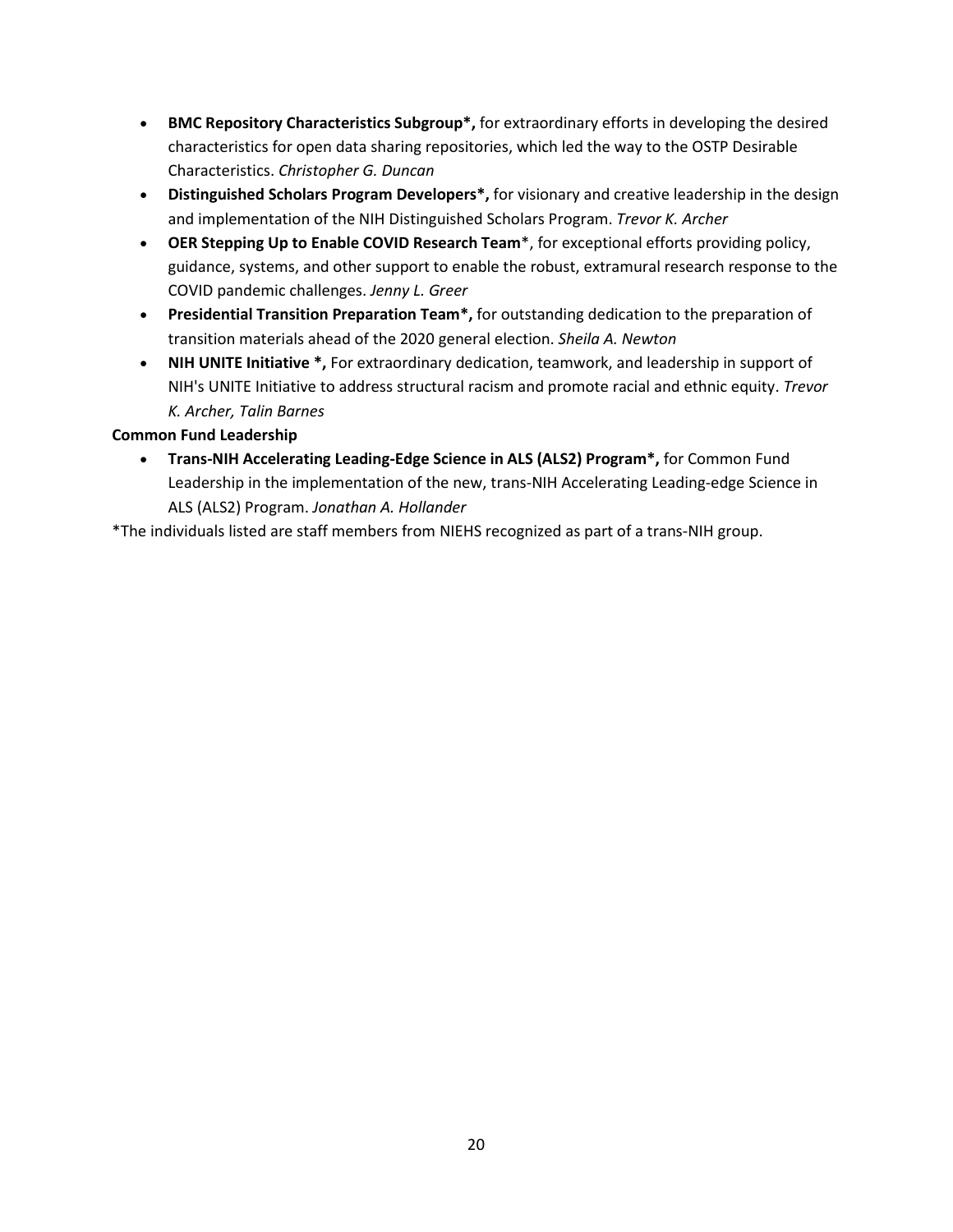- **BMC Repository Characteristics Subgroup*,** for extraordinary efforts in developing the desired characteristics for open data sharing repositories, which led the way to the OSTP Desirable Characteristics. *Christopher G. Duncan*
- **Distinguished Scholars Program Developers*,** for visionary and creative leadership in the design and implementation of the NIH Distinguished Scholars Program. *Trevor K. Archer*
- **OER Stepping Up to Enable COVID Research Team***, for exceptional efforts providing policy, guidance, systems, and other support to enable the robust, extramural research response to the COVID pandemic challenges. *Jenny L. Greer*
- **Presidential Transition Preparation Team*,** for outstanding dedication to the preparation of transition materials ahead of the 2020 general election. *Sheila A. Newton*
- **NIH UNITE Initiative *,** For extraordinary dedication, teamwork, and leadership in support of NIH's UNITE Initiative to address structural racism and promote racial and ethnic equity. *Trevor K. Archer, Talin Barnes*

**Common Fund Leadership**

- **Trans-NIH Accelerating Leading-Edge Science in ALS (ALS2) Program*,** for Common Fund Leadership in the implementation of the new, trans-NIH Accelerating Leading-edge Science in ALS (ALS2) Program. *Jonathan A. Hollander*

*The individuals listed are staff members from NIEHS recognized as part of a trans-NIH group.